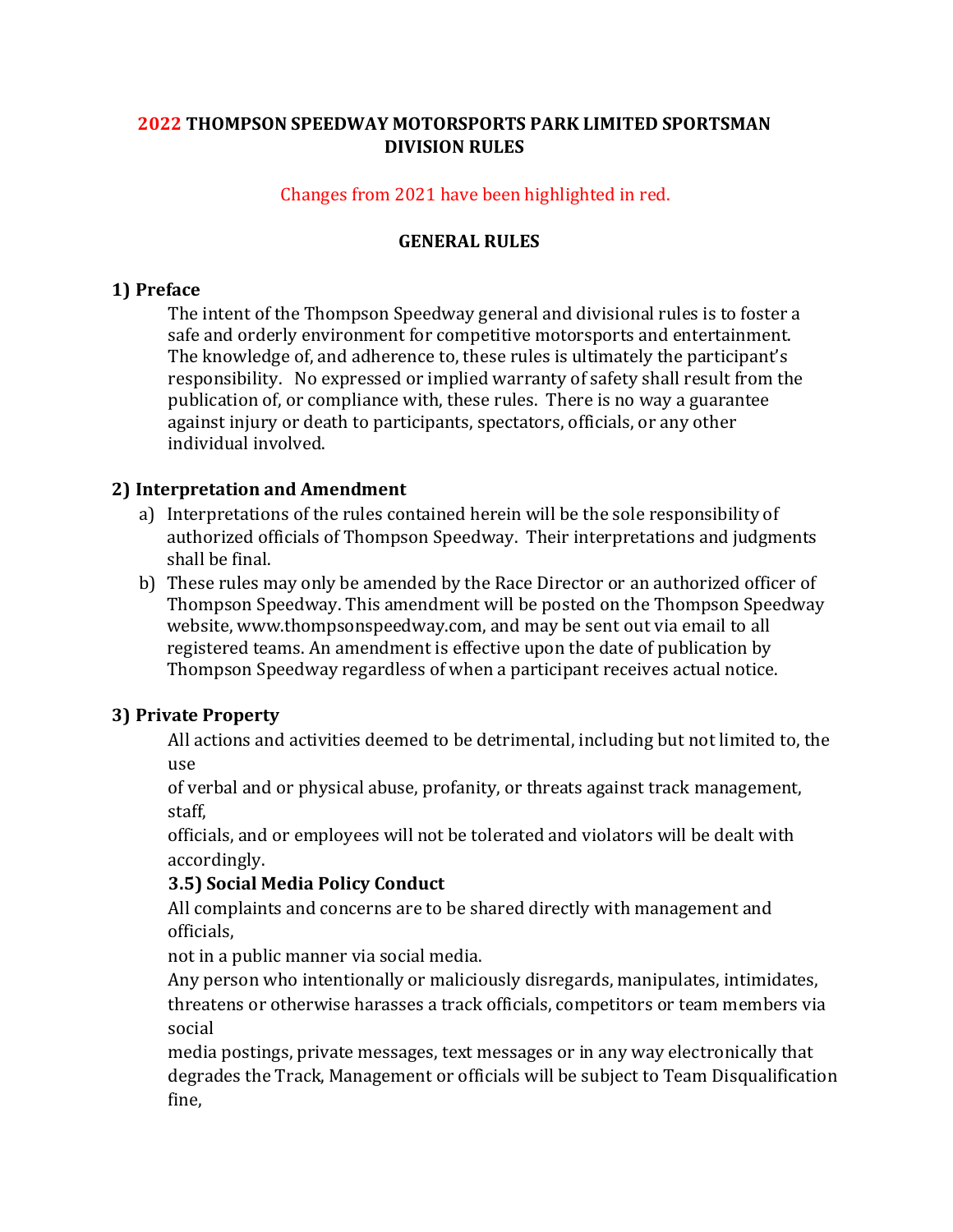# 2022 THOMPSON SPEEDWAY MOTORSPORTS PARK LIMITED SPORTSMAN DIVISION RULES

Changes from 2021 have been highlighted in red.

## GENERAL RULES

### 1) Preface

The intent of the Thompson Speedway general and divisional rules is to foster a safe and orderly environment for competitive motorsports and entertainment. The knowledge of, and adherence to, these rules is ultimately the participant's responsibility. No expressed or implied warranty of safety shall result from the publication of, or compliance with, these rules. There is no way a guarantee against injury or death to participants, spectators, officials, or any other individual involved.

### 2) Interpretation and Amendment

a) Interpretations of the rules contained herein will be the sole responsibility of authorized officials of Thompson Speedway. Their interpretations and judgments shall be final.

b) These rules may only be amended by the Race Director or an authorized officer of Thompson Speedway. This amendment will be posted on the Thompson Speedway website, www.thompsonspeedway.com, and may be sent out via email to all registered teams. An amendment is effective upon the date of publication by Thompson Speedway regardless of when a participant receives actual notice.

### 3) Private Property

All actions and activities deemed to be detrimental, including but not limited to, the use of verbal and or physical abuse, profanity, or threats against track management, staff, officials, and or employees will not be tolerated and violators will be dealt with accordingly.

**3.5) Social Media Policy Conduct**

All complaints and concerns are to be shared directly with management and officials, not in a public manner via social media.

Any person who intentionally or maliciously disregards, manipulates, intimidates, threatens or otherwise harasses a track officials, competitors or team members via social media postings, private messages, text messages or in any way electronically that degrades the Track, Management or officials will be subject to Team Disqualification fine,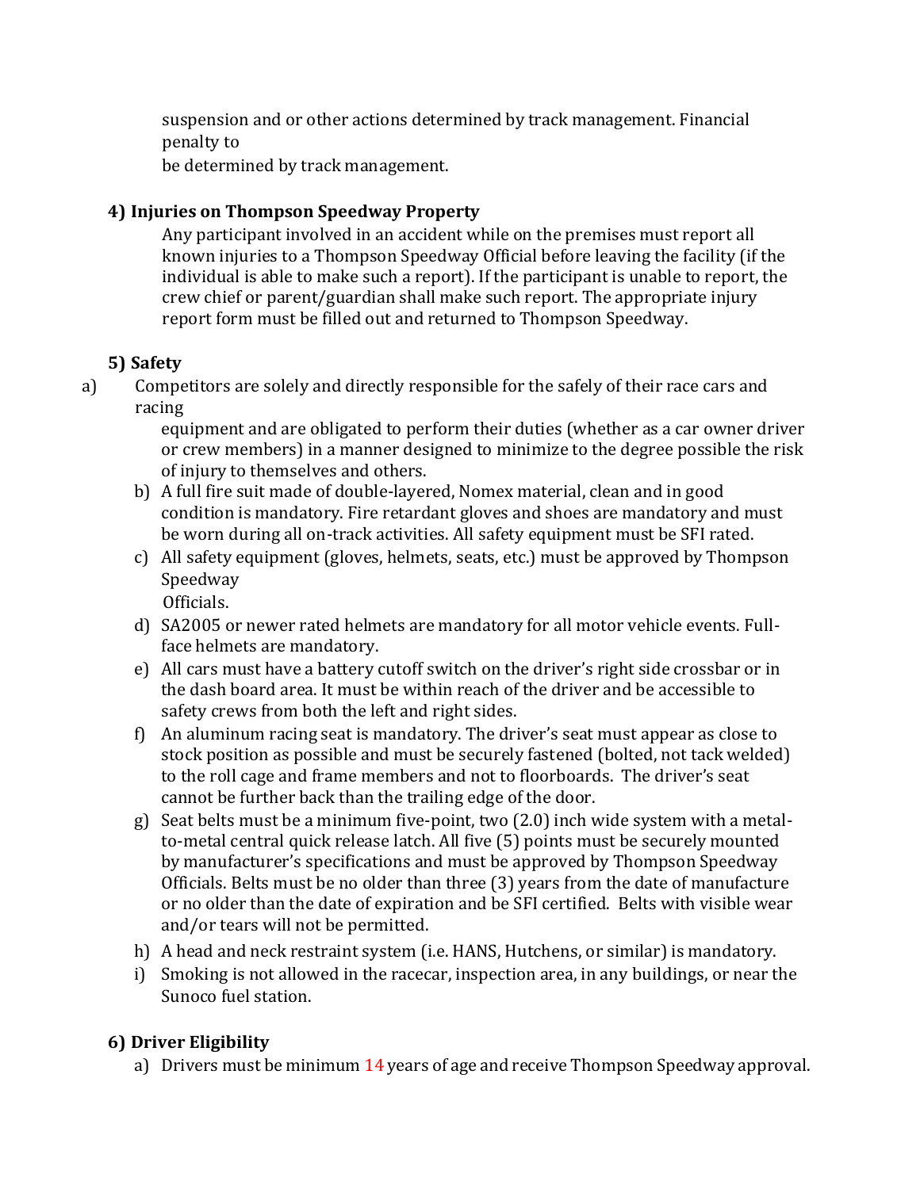suspension and or other actions determined by track management. Financial penalty to
be determined by track management.

**4) Injuries on Thompson Speedway Property**

Any participant involved in an accident while on the premises must report all known injuries to a Thompson Speedway Official before leaving the facility (if the individual is able to make such a report). If the participant is unable to report, the crew chief or parent/guardian shall make such report. The appropriate injury report form must be filled out and returned to Thompson Speedway.

**5) Safety**

a) Competitors are solely and directly responsible for the safely of their race cars and racing equipment and are obligated to perform their duties (whether as a car owner driver or crew members) in a manner designed to minimize to the degree possible the risk of injury to themselves and others.

b) A full fire suit made of double-layered, Nomex material, clean and in good condition is mandatory. Fire retardant gloves and shoes are mandatory and must be worn during all on-track activities. All safety equipment must be SFI rated.

c) All safety equipment (gloves, helmets, seats, etc.) must be approved by Thompson Speedway Officials.

d) SA2005 or newer rated helmets are mandatory for all motor vehicle events. Full-face helmets are mandatory.

e) All cars must have a battery cutoff switch on the driver's right side crossbar or in the dash board area. It must be within reach of the driver and be accessible to safety crews from both the left and right sides.

f) An aluminum racing seat is mandatory. The driver's seat must appear as close to stock position as possible and must be securely fastened (bolted, not tack welded) to the roll cage and frame members and not to floorboards. The driver's seat cannot be further back than the trailing edge of the door.

g) Seat belts must be a minimum five-point, two (2.0) inch wide system with a metal-to-metal central quick release latch. All five (5) points must be securely mounted by manufacturer's specifications and must be approved by Thompson Speedway Officials. Belts must be no older than three (3) years from the date of manufacture or no older than the date of expiration and be SFI certified. Belts with visible wear and/or tears will not be permitted.

h) A head and neck restraint system (i.e. HANS, Hutchens, or similar) is mandatory.

i) Smoking is not allowed in the racecar, inspection area, in any buildings, or near the Sunoco fuel station.

**6) Driver Eligibility**

a) Drivers must be minimum 14 years of age and receive Thompson Speedway approval.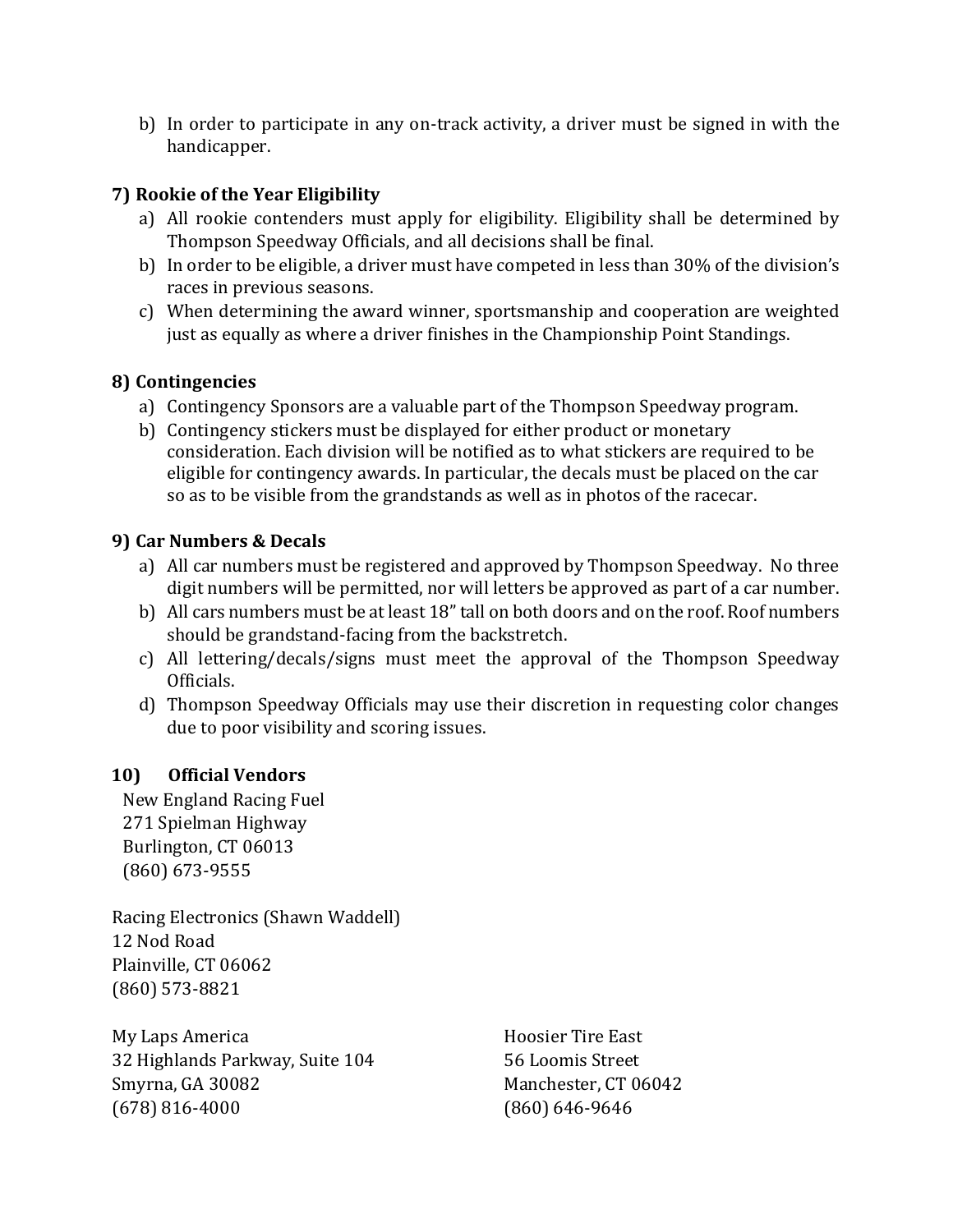b) In order to participate in any on-track activity, a driver must be signed in with the handicapper.

### 7) Rookie of the Year Eligibility

a) All rookie contenders must apply for eligibility. Eligibility shall be determined by Thompson Speedway Officials, and all decisions shall be final.
b) In order to be eligible, a driver must have competed in less than 30% of the division's races in previous seasons.
c) When determining the award winner, sportsmanship and cooperation are weighted just as equally as where a driver finishes in the Championship Point Standings.

### 8) Contingencies

a) Contingency Sponsors are a valuable part of the Thompson Speedway program.
b) Contingency stickers must be displayed for either product or monetary consideration. Each division will be notified as to what stickers are required to be eligible for contingency awards. In particular, the decals must be placed on the car so as to be visible from the grandstands as well as in photos of the racecar.

### 9) Car Numbers & Decals

a) All car numbers must be registered and approved by Thompson Speedway. No three digit numbers will be permitted, nor will letters be approved as part of a car number.
b) All cars numbers must be at least 18" tall on both doors and on the roof. Roof numbers should be grandstand-facing from the backstretch.
c) All lettering/decals/signs must meet the approval of the Thompson Speedway Officials.
d) Thompson Speedway Officials may use their discretion in requesting color changes due to poor visibility and scoring issues.

### 10) Official Vendors

New England Racing Fuel
271 Spielman Highway
Burlington, CT 06013
(860) 673-9555

Racing Electronics (Shawn Waddell)
12 Nod Road
Plainville, CT 06062
(860) 573-8821

My Laps America
32 Highlands Parkway, Suite 104
Smyrna, GA 30082
(678) 816-4000

Hoosier Tire East
56 Loomis Street
Manchester, CT 06042
(860) 646-9646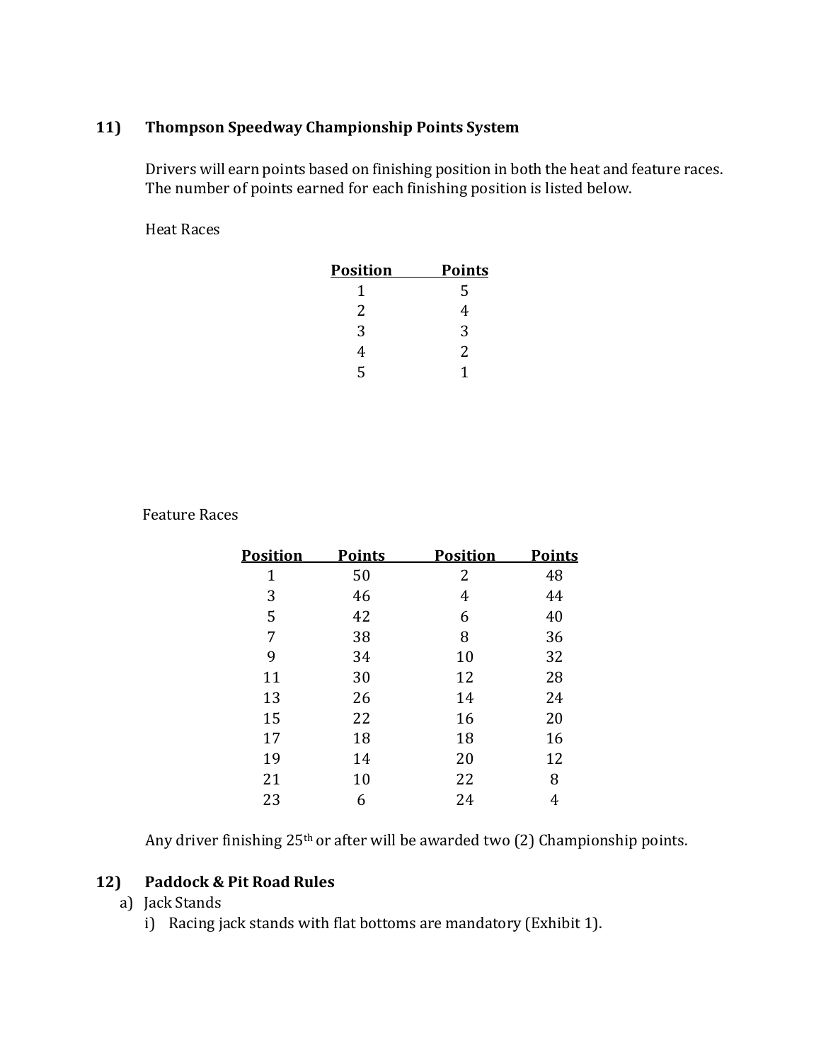## 11) Thompson Speedway Championship Points System

Drivers will earn points based on finishing position in both the heat and feature races. The number of points earned for each finishing position is listed below.

Heat Races

| Position | Points |
|---|---|
| 1 | 5 |
| 2 | 4 |
| 3 | 3 |
| 4 | 2 |
| 5 | 1 |

Feature Races

| Position | Points | Position | Points |
|---|---|---|---|
| 1 | 50 | 2 | 48 |
| 3 | 46 | 4 | 44 |
| 5 | 42 | 6 | 40 |
| 7 | 38 | 8 | 36 |
| 9 | 34 | 10 | 32 |
| 11 | 30 | 12 | 28 |
| 13 | 26 | 14 | 24 |
| 15 | 22 | 16 | 20 |
| 17 | 18 | 18 | 16 |
| 19 | 14 | 20 | 12 |
| 21 | 10 | 22 | 8 |
| 23 | 6 | 24 | 4 |

Any driver finishing 25th or after will be awarded two (2) Championship points.

## 12) Paddock & Pit Road Rules

a) Jack Stands
   i) Racing jack stands with flat bottoms are mandatory (Exhibit 1).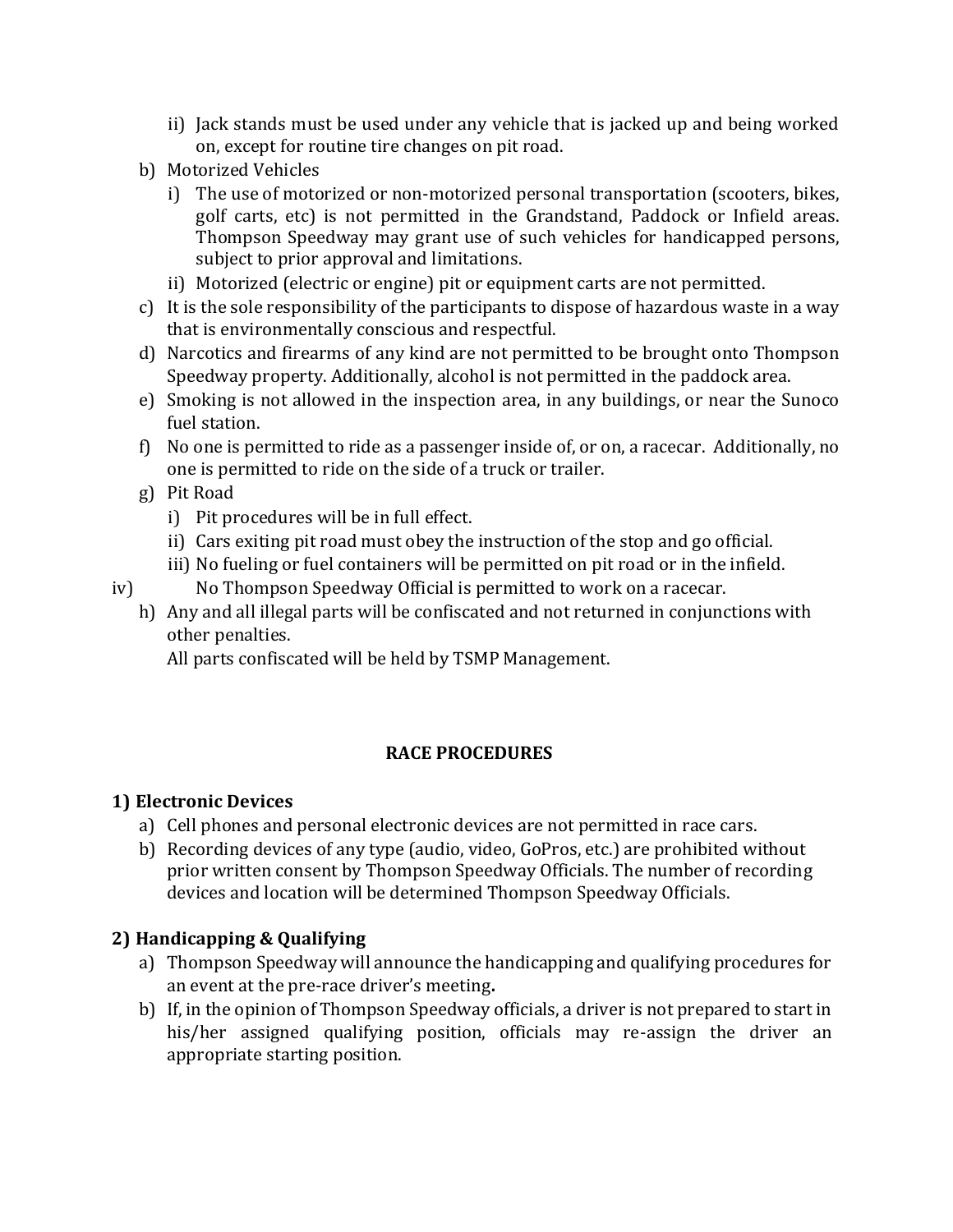- ii) Jack stands must be used under any vehicle that is jacked up and being worked on, except for routine tire changes on pit road.
- b) Motorized Vehicles
   - i) The use of motorized or non-motorized personal transportation (scooters, bikes, golf carts, etc) is not permitted in the Grandstand, Paddock or Infield areas. Thompson Speedway may grant use of such vehicles for handicapped persons, subject to prior approval and limitations.
   - ii) Motorized (electric or engine) pit or equipment carts are not permitted.
- c) It is the sole responsibility of the participants to dispose of hazardous waste in a way that is environmentally conscious and respectful.
- d) Narcotics and firearms of any kind are not permitted to be brought onto Thompson Speedway property. Additionally, alcohol is not permitted in the paddock area.
- e) Smoking is not allowed in the inspection area, in any buildings, or near the Sunoco fuel station.
- f) No one is permitted to ride as a passenger inside of, or on, a racecar. Additionally, no one is permitted to ride on the side of a truck or trailer.
- g) Pit Road
   - i) Pit procedures will be in full effect.
   - ii) Cars exiting pit road must obey the instruction of the stop and go official.
   - iii) No fueling or fuel containers will be permitted on pit road or in the infield.
   - iv) No Thompson Speedway Official is permitted to work on a racecar.
- h) Any and all illegal parts will be confiscated and not returned in conjunctions with other penalties.
   All parts confiscated will be held by TSMP Management.

## RACE PROCEDURES

### 1) Electronic Devices

- a) Cell phones and personal electronic devices are not permitted in race cars.
- b) Recording devices of any type (audio, video, GoPros, etc.) are prohibited without prior written consent by Thompson Speedway Officials. The number of recording devices and location will be determined Thompson Speedway Officials.

### 2) Handicapping & Qualifying

- a) Thompson Speedway will announce the handicapping and qualifying procedures for an event at the pre-race driver's meeting**.**
- b) If, in the opinion of Thompson Speedway officials, a driver is not prepared to start in his/her assigned qualifying position, officials may re-assign the driver an appropriate starting position.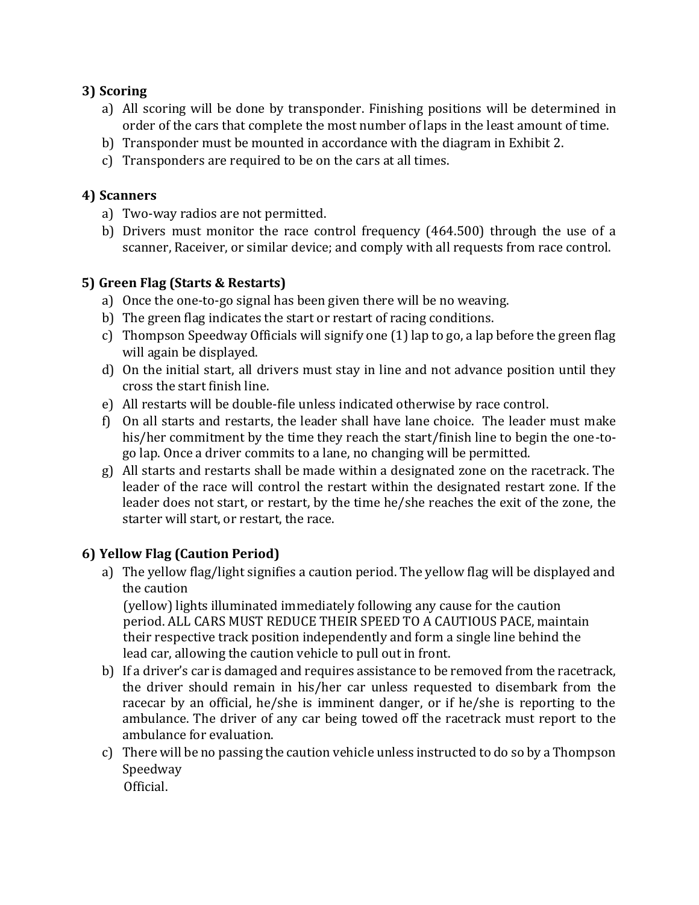### 3) Scoring

a) All scoring will be done by transponder. Finishing positions will be determined in order of the cars that complete the most number of laps in the least amount of time.
b) Transponder must be mounted in accordance with the diagram in Exhibit 2.
c) Transponders are required to be on the cars at all times.

### 4) Scanners

a) Two-way radios are not permitted.
b) Drivers must monitor the race control frequency (464.500) through the use of a scanner, Raceiver, or similar device; and comply with all requests from race control.

### 5) Green Flag (Starts & Restarts)

a) Once the one-to-go signal has been given there will be no weaving.
b) The green flag indicates the start or restart of racing conditions.
c) Thompson Speedway Officials will signify one (1) lap to go, a lap before the green flag will again be displayed.
d) On the initial start, all drivers must stay in line and not advance position until they cross the start finish line.
e) All restarts will be double-file unless indicated otherwise by race control.
f) On all starts and restarts, the leader shall have lane choice. The leader must make his/her commitment by the time they reach the start/finish line to begin the one-to-go lap. Once a driver commits to a lane, no changing will be permitted.
g) All starts and restarts shall be made within a designated zone on the racetrack. The leader of the race will control the restart within the designated restart zone. If the leader does not start, or restart, by the time he/she reaches the exit of the zone, the starter will start, or restart, the race.

### 6) Yellow Flag (Caution Period)

a) The yellow flag/light signifies a caution period. The yellow flag will be displayed and the caution (yellow) lights illuminated immediately following any cause for the caution period. ALL CARS MUST REDUCE THEIR SPEED TO A CAUTIOUS PACE, maintain their respective track position independently and form a single line behind the lead car, allowing the caution vehicle to pull out in front.
b) If a driver's car is damaged and requires assistance to be removed from the racetrack, the driver should remain in his/her car unless requested to disembark from the racecar by an official, he/she is imminent danger, or if he/she is reporting to the ambulance. The driver of any car being towed off the racetrack must report to the ambulance for evaluation.
c) There will be no passing the caution vehicle unless instructed to do so by a Thompson Speedway Official.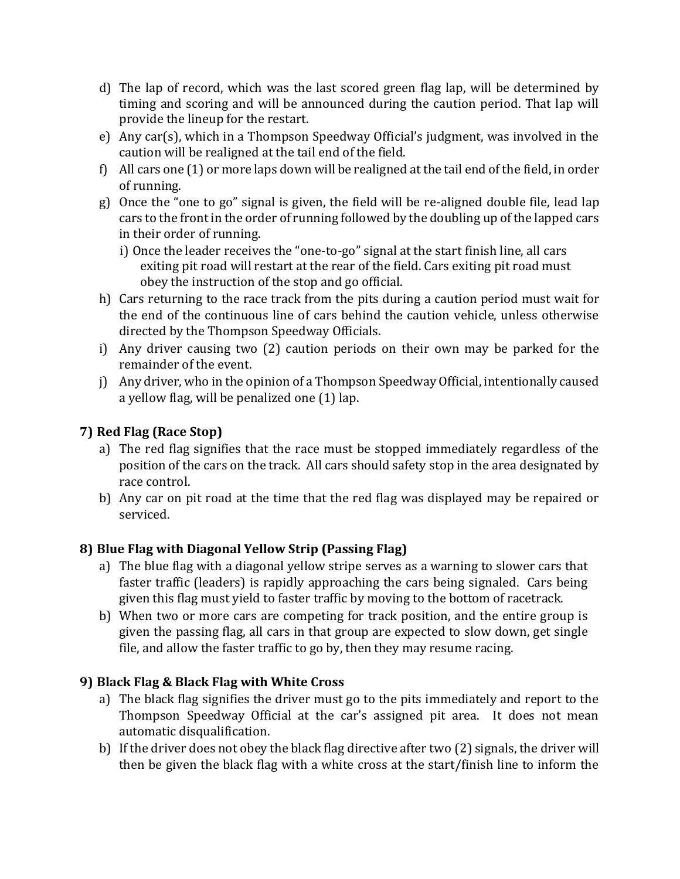d) The lap of record, which was the last scored green flag lap, will be determined by timing and scoring and will be announced during the caution period. That lap will provide the lineup for the restart.

e) Any car(s), which in a Thompson Speedway Official's judgment, was involved in the caution will be realigned at the tail end of the field.

f) All cars one (1) or more laps down will be realigned at the tail end of the field, in order of running.

g) Once the "one to go" signal is given, the field will be re-aligned double file, lead lap cars to the front in the order of running followed by the doubling up of the lapped cars in their order of running.

   i) Once the leader receives the "one-to-go" signal at the start finish line, all cars exiting pit road will restart at the rear of the field. Cars exiting pit road must obey the instruction of the stop and go official.

h) Cars returning to the race track from the pits during a caution period must wait for the end of the continuous line of cars behind the caution vehicle, unless otherwise directed by the Thompson Speedway Officials.

i) Any driver causing two (2) caution periods on their own may be parked for the remainder of the event.

j) Any driver, who in the opinion of a Thompson Speedway Official, intentionally caused a yellow flag, will be penalized one (1) lap.

### 7) Red Flag (Race Stop)

a) The red flag signifies that the race must be stopped immediately regardless of the position of the cars on the track. All cars should safety stop in the area designated by race control.

b) Any car on pit road at the time that the red flag was displayed may be repaired or serviced.

### 8) Blue Flag with Diagonal Yellow Strip (Passing Flag)

a) The blue flag with a diagonal yellow stripe serves as a warning to slower cars that faster traffic (leaders) is rapidly approaching the cars being signaled. Cars being given this flag must yield to faster traffic by moving to the bottom of racetrack.

b) When two or more cars are competing for track position, and the entire group is given the passing flag, all cars in that group are expected to slow down, get single file, and allow the faster traffic to go by, then they may resume racing.

### 9) Black Flag & Black Flag with White Cross

a) The black flag signifies the driver must go to the pits immediately and report to the Thompson Speedway Official at the car's assigned pit area. It does not mean automatic disqualification.

b) If the driver does not obey the black flag directive after two (2) signals, the driver will then be given the black flag with a white cross at the start/finish line to inform the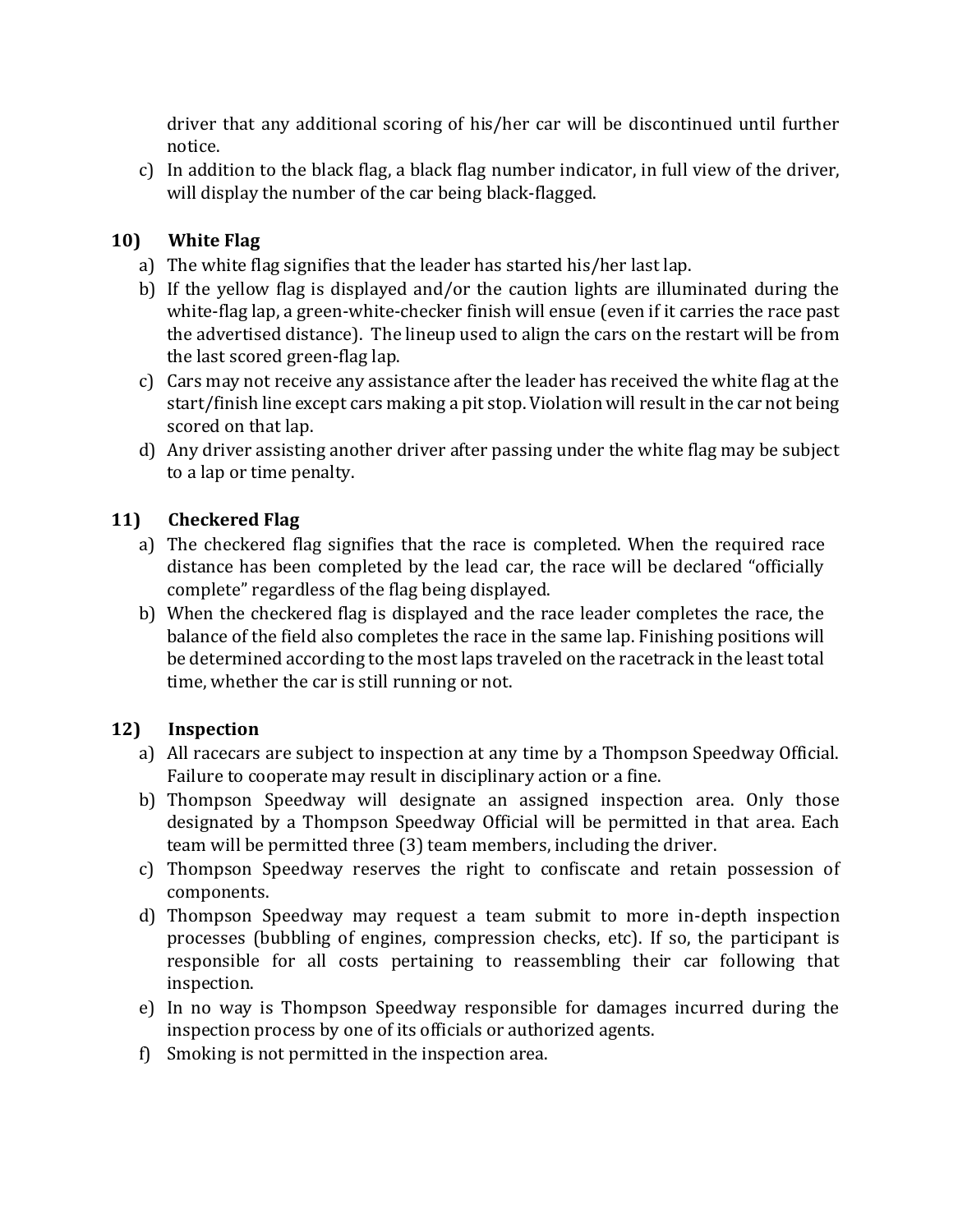driver that any additional scoring of his/her car will be discontinued until further notice.

c) In addition to the black flag, a black flag number indicator, in full view of the driver, will display the number of the car being black-flagged.

## 10) White Flag

a) The white flag signifies that the leader has started his/her last lap.
b) If the yellow flag is displayed and/or the caution lights are illuminated during the white-flag lap, a green-white-checker finish will ensue (even if it carries the race past the advertised distance). The lineup used to align the cars on the restart will be from the last scored green-flag lap.
c) Cars may not receive any assistance after the leader has received the white flag at the start/finish line except cars making a pit stop. Violation will result in the car not being scored on that lap.
d) Any driver assisting another driver after passing under the white flag may be subject to a lap or time penalty.

## 11) Checkered Flag

a) The checkered flag signifies that the race is completed. When the required race distance has been completed by the lead car, the race will be declared "officially complete" regardless of the flag being displayed.
b) When the checkered flag is displayed and the race leader completes the race, the balance of the field also completes the race in the same lap. Finishing positions will be determined according to the most laps traveled on the racetrack in the least total time, whether the car is still running or not.

## 12) Inspection

a) All racecars are subject to inspection at any time by a Thompson Speedway Official. Failure to cooperate may result in disciplinary action or a fine.
b) Thompson Speedway will designate an assigned inspection area. Only those designated by a Thompson Speedway Official will be permitted in that area. Each team will be permitted three (3) team members, including the driver.
c) Thompson Speedway reserves the right to confiscate and retain possession of components.
d) Thompson Speedway may request a team submit to more in-depth inspection processes (bubbling of engines, compression checks, etc). If so, the participant is responsible for all costs pertaining to reassembling their car following that inspection.
e) In no way is Thompson Speedway responsible for damages incurred during the inspection process by one of its officials or authorized agents.
f) Smoking is not permitted in the inspection area.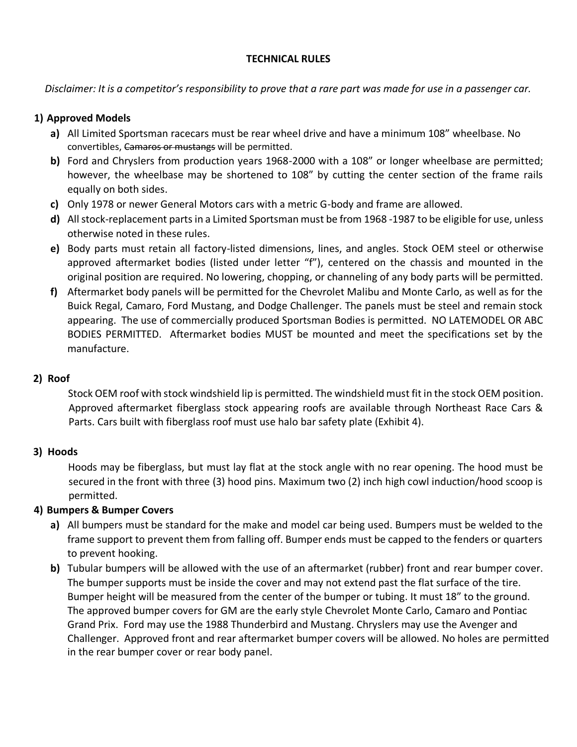# TECHNICAL RULES

*Disclaimer: It is a competitor's responsibility to prove that a rare part was made for use in a passenger car.*

## 1) Approved Models

**a)** All Limited Sportsman racecars must be rear wheel drive and have a minimum 108" wheelbase. No convertibles, ~~Camaros or mustangs~~ will be permitted.

**b)** Ford and Chryslers from production years 1968-2000 with a 108" or longer wheelbase are permitted; however, the wheelbase may be shortened to 108" by cutting the center section of the frame rails equally on both sides.

**c)** Only 1978 or newer General Motors cars with a metric G-body and frame are allowed.

**d)** All stock-replacement parts in a Limited Sportsman must be from 1968 -1987 to be eligible for use, unless otherwise noted in these rules.

**e)** Body parts must retain all factory-listed dimensions, lines, and angles. Stock OEM steel or otherwise approved aftermarket bodies (listed under letter "f"), centered on the chassis and mounted in the original position are required. No lowering, chopping, or channeling of any body parts will be permitted.

**f)** Aftermarket body panels will be permitted for the Chevrolet Malibu and Monte Carlo, as well as for the Buick Regal, Camaro, Ford Mustang, and Dodge Challenger. The panels must be steel and remain stock appearing. The use of commercially produced Sportsman Bodies is permitted. NO LATEMODEL OR ABC BODIES PERMITTED. Aftermarket bodies MUST be mounted and meet the specifications set by the manufacture.

## 2) Roof

Stock OEM roof with stock windshield lip is permitted. The windshield must fit in the stock OEM position. Approved aftermarket fiberglass stock appearing roofs are available through Northeast Race Cars & Parts. Cars built with fiberglass roof must use halo bar safety plate (Exhibit 4).

## 3) Hoods

Hoods may be fiberglass, but must lay flat at the stock angle with no rear opening. The hood must be secured in the front with three (3) hood pins. Maximum two (2) inch high cowl induction/hood scoop is permitted.

## 4) Bumpers & Bumper Covers

**a)** All bumpers must be standard for the make and model car being used. Bumpers must be welded to the frame support to prevent them from falling off. Bumper ends must be capped to the fenders or quarters to prevent hooking.

**b)** Tubular bumpers will be allowed with the use of an aftermarket (rubber) front and rear bumper cover. The bumper supports must be inside the cover and may not extend past the flat surface of the tire. Bumper height will be measured from the center of the bumper or tubing. It must 18" to the ground. The approved bumper covers for GM are the early style Chevrolet Monte Carlo, Camaro and Pontiac Grand Prix. Ford may use the 1988 Thunderbird and Mustang. Chryslers may use the Avenger and Challenger. Approved front and rear aftermarket bumper covers will be allowed. No holes are permitted in the rear bumper cover or rear body panel.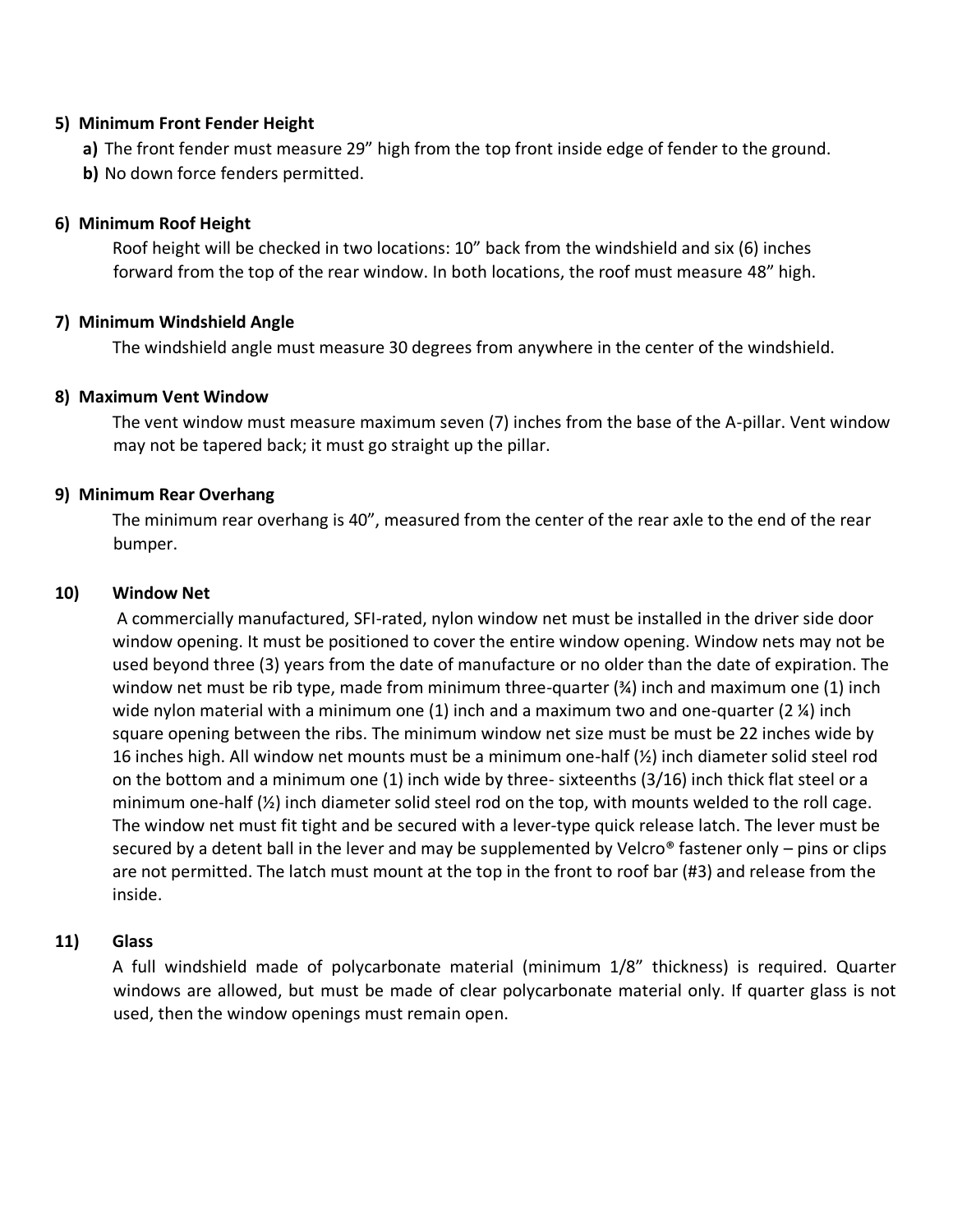**5) Minimum Front Fender Height**

**a)** The front fender must measure 29" high from the top front inside edge of fender to the ground.

**b)** No down force fenders permitted.

**6) Minimum Roof Height**

Roof height will be checked in two locations: 10" back from the windshield and six (6) inches forward from the top of the rear window. In both locations, the roof must measure 48" high.

**7) Minimum Windshield Angle**

The windshield angle must measure 30 degrees from anywhere in the center of the windshield.

**8) Maximum Vent Window**

The vent window must measure maximum seven (7) inches from the base of the A-pillar. Vent window may not be tapered back; it must go straight up the pillar.

**9) Minimum Rear Overhang**

The minimum rear overhang is 40", measured from the center of the rear axle to the end of the rear bumper.

**10) Window Net**

A commercially manufactured, SFI-rated, nylon window net must be installed in the driver side door window opening. It must be positioned to cover the entire window opening. Window nets may not be used beyond three (3) years from the date of manufacture or no older than the date of expiration. The window net must be rib type, made from minimum three-quarter (¾) inch and maximum one (1) inch wide nylon material with a minimum one (1) inch and a maximum two and one-quarter (2 ¼) inch square opening between the ribs. The minimum window net size must be must be 22 inches wide by 16 inches high. All window net mounts must be a minimum one-half (½) inch diameter solid steel rod on the bottom and a minimum one (1) inch wide by three- sixteenths (3/16) inch thick flat steel or a minimum one-half (½) inch diameter solid steel rod on the top, with mounts welded to the roll cage. The window net must fit tight and be secured with a lever-type quick release latch. The lever must be secured by a detent ball in the lever and may be supplemented by Velcro® fastener only – pins or clips are not permitted. The latch must mount at the top in the front to roof bar (#3) and release from the inside.

**11) Glass**

A full windshield made of polycarbonate material (minimum 1/8" thickness) is required. Quarter windows are allowed, but must be made of clear polycarbonate material only. If quarter glass is not used, then the window openings must remain open.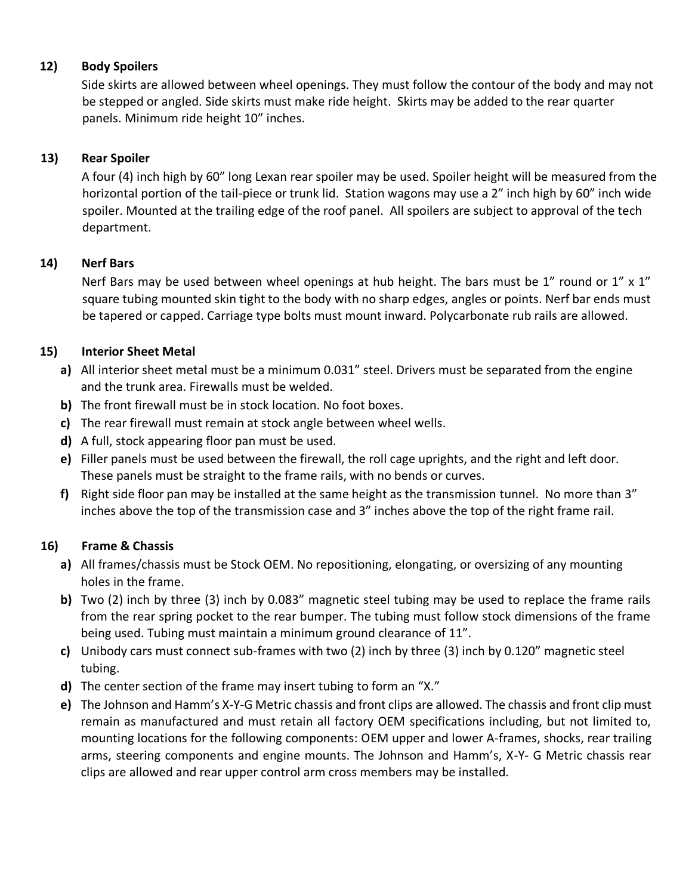### 12) Body Spoilers

Side skirts are allowed between wheel openings. They must follow the contour of the body and may not be stepped or angled. Side skirts must make ride height. Skirts may be added to the rear quarter panels. Minimum ride height 10" inches.

### 13) Rear Spoiler

A four (4) inch high by 60" long Lexan rear spoiler may be used. Spoiler height will be measured from the horizontal portion of the tail-piece or trunk lid. Station wagons may use a 2" inch high by 60" inch wide spoiler. Mounted at the trailing edge of the roof panel. All spoilers are subject to approval of the tech department.

### 14) Nerf Bars

Nerf Bars may be used between wheel openings at hub height. The bars must be 1" round or 1" x 1" square tubing mounted skin tight to the body with no sharp edges, angles or points. Nerf bar ends must be tapered or capped. Carriage type bolts must mount inward. Polycarbonate rub rails are allowed.

### 15) Interior Sheet Metal

**a)** All interior sheet metal must be a minimum 0.031" steel. Drivers must be separated from the engine and the trunk area. Firewalls must be welded.

**b)** The front firewall must be in stock location. No foot boxes.

**c)** The rear firewall must remain at stock angle between wheel wells.

**d)** A full, stock appearing floor pan must be used.

**e)** Filler panels must be used between the firewall, the roll cage uprights, and the right and left door. These panels must be straight to the frame rails, with no bends or curves.

**f)** Right side floor pan may be installed at the same height as the transmission tunnel. No more than 3" inches above the top of the transmission case and 3" inches above the top of the right frame rail.

### 16) Frame & Chassis

**a)** All frames/chassis must be Stock OEM. No repositioning, elongating, or oversizing of any mounting holes in the frame.

**b)** Two (2) inch by three (3) inch by 0.083" magnetic steel tubing may be used to replace the frame rails from the rear spring pocket to the rear bumper. The tubing must follow stock dimensions of the frame being used. Tubing must maintain a minimum ground clearance of 11".

**c)** Unibody cars must connect sub-frames with two (2) inch by three (3) inch by 0.120" magnetic steel tubing.

**d)** The center section of the frame may insert tubing to form an "X."

**e)** The Johnson and Hamm's X-Y-G Metric chassis and front clips are allowed. The chassis and front clip must remain as manufactured and must retain all factory OEM specifications including, but not limited to, mounting locations for the following components: OEM upper and lower A-frames, shocks, rear trailing arms, steering components and engine mounts. The Johnson and Hamm's, X-Y- G Metric chassis rear clips are allowed and rear upper control arm cross members may be installed.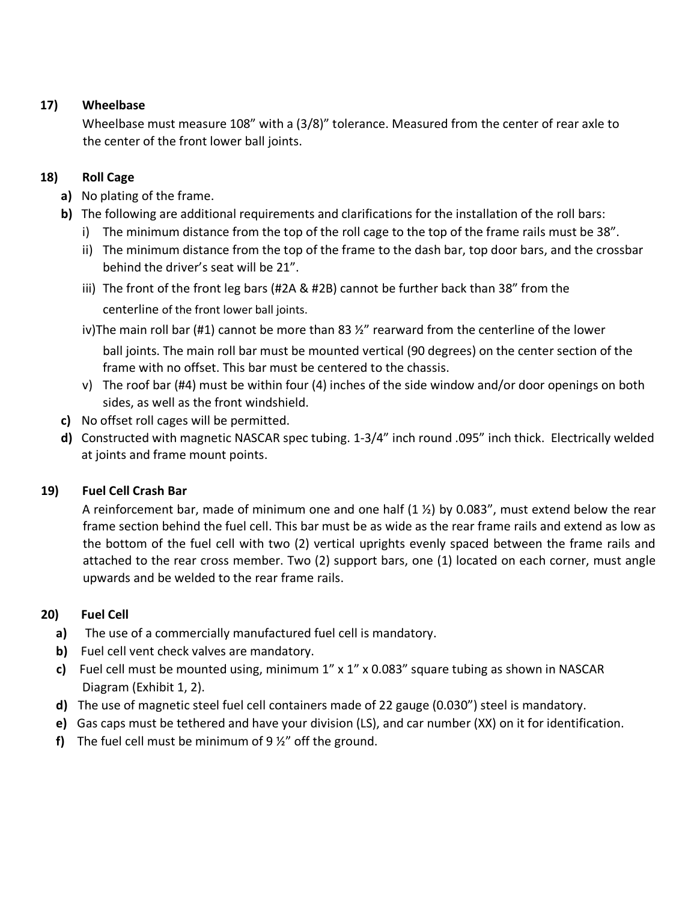**17) Wheelbase**

Wheelbase must measure 108” with a (3/8)” tolerance. Measured from the center of rear axle to the center of the front lower ball joints.

**18) Roll Cage**

**a)** No plating of the frame.

**b)** The following are additional requirements and clarifications for the installation of the roll bars:

i) The minimum distance from the top of the roll cage to the top of the frame rails must be 38”.

ii) The minimum distance from the top of the frame to the dash bar, top door bars, and the crossbar behind the driver’s seat will be 21”.

iii) The front of the front leg bars (#2A & #2B) cannot be further back than 38” from the centerline of the front lower ball joints.

iv)The main roll bar (#1) cannot be more than 83 ½” rearward from the centerline of the lower ball joints. The main roll bar must be mounted vertical (90 degrees) on the center section of the frame with no offset. This bar must be centered to the chassis.

v) The roof bar (#4) must be within four (4) inches of the side window and/or door openings on both sides, as well as the front windshield.

**c)** No offset roll cages will be permitted.

**d)** Constructed with magnetic NASCAR spec tubing. 1-3/4” inch round .095” inch thick. Electrically welded at joints and frame mount points.

**19) Fuel Cell Crash Bar**

A reinforcement bar, made of minimum one and one half (1 ½) by 0.083”, must extend below the rear frame section behind the fuel cell. This bar must be as wide as the rear frame rails and extend as low as the bottom of the fuel cell with two (2) vertical uprights evenly spaced between the frame rails and attached to the rear cross member. Two (2) support bars, one (1) located on each corner, must angle upwards and be welded to the rear frame rails.

**20) Fuel Cell**

**a)** The use of a commercially manufactured fuel cell is mandatory.

**b)** Fuel cell vent check valves are mandatory.

**c)** Fuel cell must be mounted using, minimum 1” x 1” x 0.083” square tubing as shown in NASCAR Diagram (Exhibit 1, 2).

**d)** The use of magnetic steel fuel cell containers made of 22 gauge (0.030”) steel is mandatory.

**e)** Gas caps must be tethered and have your division (LS), and car number (XX) on it for identification.

**f)** The fuel cell must be minimum of 9 ½” off the ground.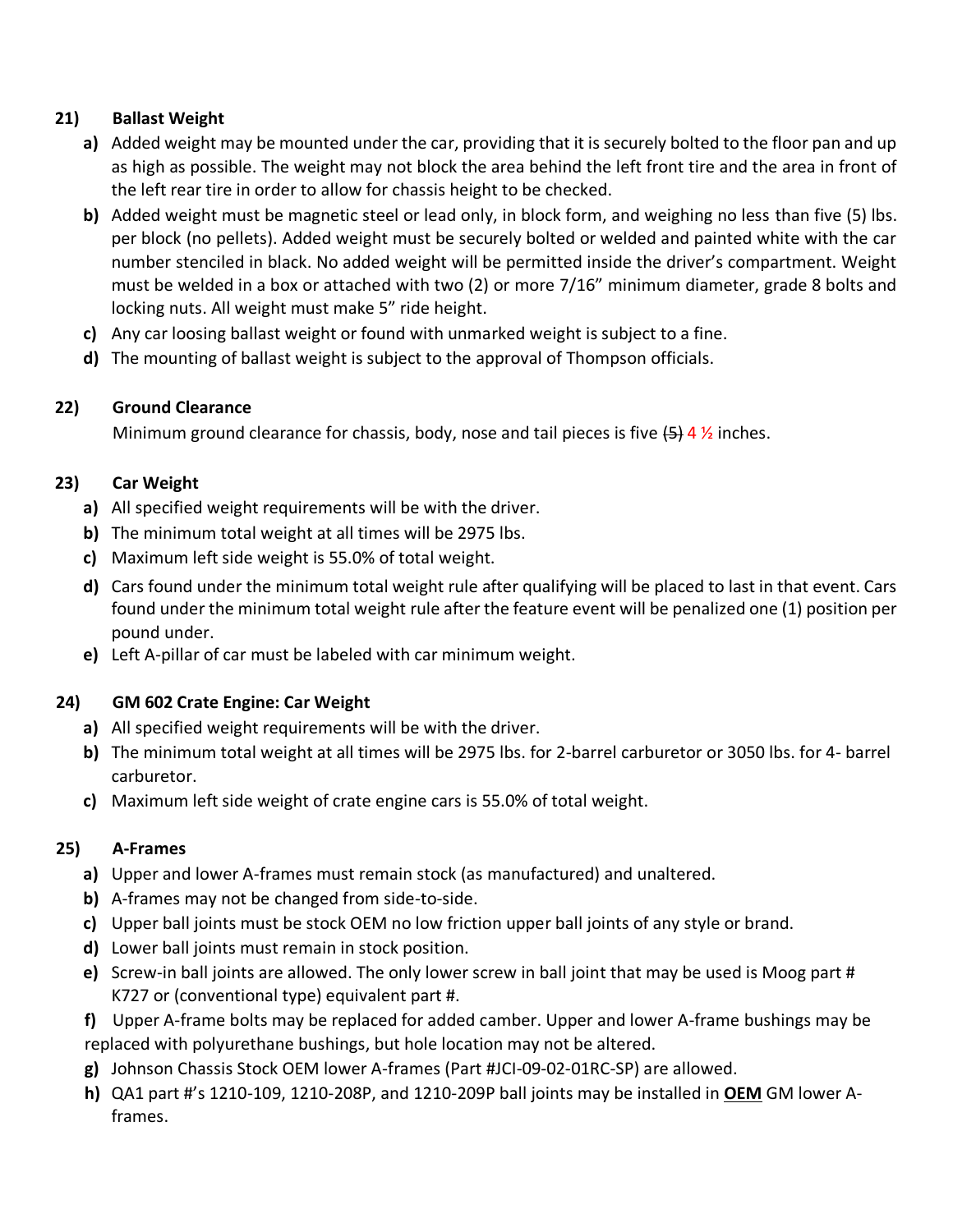## 21) Ballast Weight

- **a)** Added weight may be mounted under the car, providing that it is securely bolted to the floor pan and up as high as possible. The weight may not block the area behind the left front tire and the area in front of the left rear tire in order to allow for chassis height to be checked.
- **b)** Added weight must be magnetic steel or lead only, in block form, and weighing no less than five (5) lbs. per block (no pellets). Added weight must be securely bolted or welded and painted white with the car number stenciled in black. No added weight will be permitted inside the driver's compartment. Weight must be welded in a box or attached with two (2) or more 7/16" minimum diameter, grade 8 bolts and locking nuts. All weight must make 5" ride height.
- **c)** Any car loosing ballast weight or found with unmarked weight is subject to a fine.
- **d)** The mounting of ballast weight is subject to the approval of Thompson officials.

## 22) Ground Clearance

Minimum ground clearance for chassis, body, nose and tail pieces is five ~~(5)~~ 4 ½ inches.

## 23) Car Weight

- **a)** All specified weight requirements will be with the driver.
- **b)** The minimum total weight at all times will be 2975 lbs.
- **c)** Maximum left side weight is 55.0% of total weight.
- **d)** Cars found under the minimum total weight rule after qualifying will be placed to last in that event. Cars found under the minimum total weight rule after the feature event will be penalized one (1) position per pound under.
- **e)** Left A-pillar of car must be labeled with car minimum weight.

## 24) GM 602 Crate Engine: Car Weight

- **a)** All specified weight requirements will be with the driver.
- **b)** The minimum total weight at all times will be 2975 lbs. for 2-barrel carburetor or 3050 lbs. for 4- barrel carburetor.
- **c)** Maximum left side weight of crate engine cars is 55.0% of total weight.

## 25) A-Frames

- **a)** Upper and lower A-frames must remain stock (as manufactured) and unaltered.
- **b)** A-frames may not be changed from side-to-side.
- **c)** Upper ball joints must be stock OEM no low friction upper ball joints of any style or brand.
- **d)** Lower ball joints must remain in stock position.
- **e)** Screw-in ball joints are allowed. The only lower screw in ball joint that may be used is Moog part # K727 or (conventional type) equivalent part #.
- **f)** Upper A-frame bolts may be replaced for added camber. Upper and lower A-frame bushings may be replaced with polyurethane bushings, but hole location may not be altered.
- **g)** Johnson Chassis Stock OEM lower A-frames (Part #JCI-09-02-01RC-SP) are allowed.
- **h)** QA1 part #'s 1210-109, 1210-208P, and 1210-209P ball joints may be installed in **<u>OEM</u>** GM lower A-frames.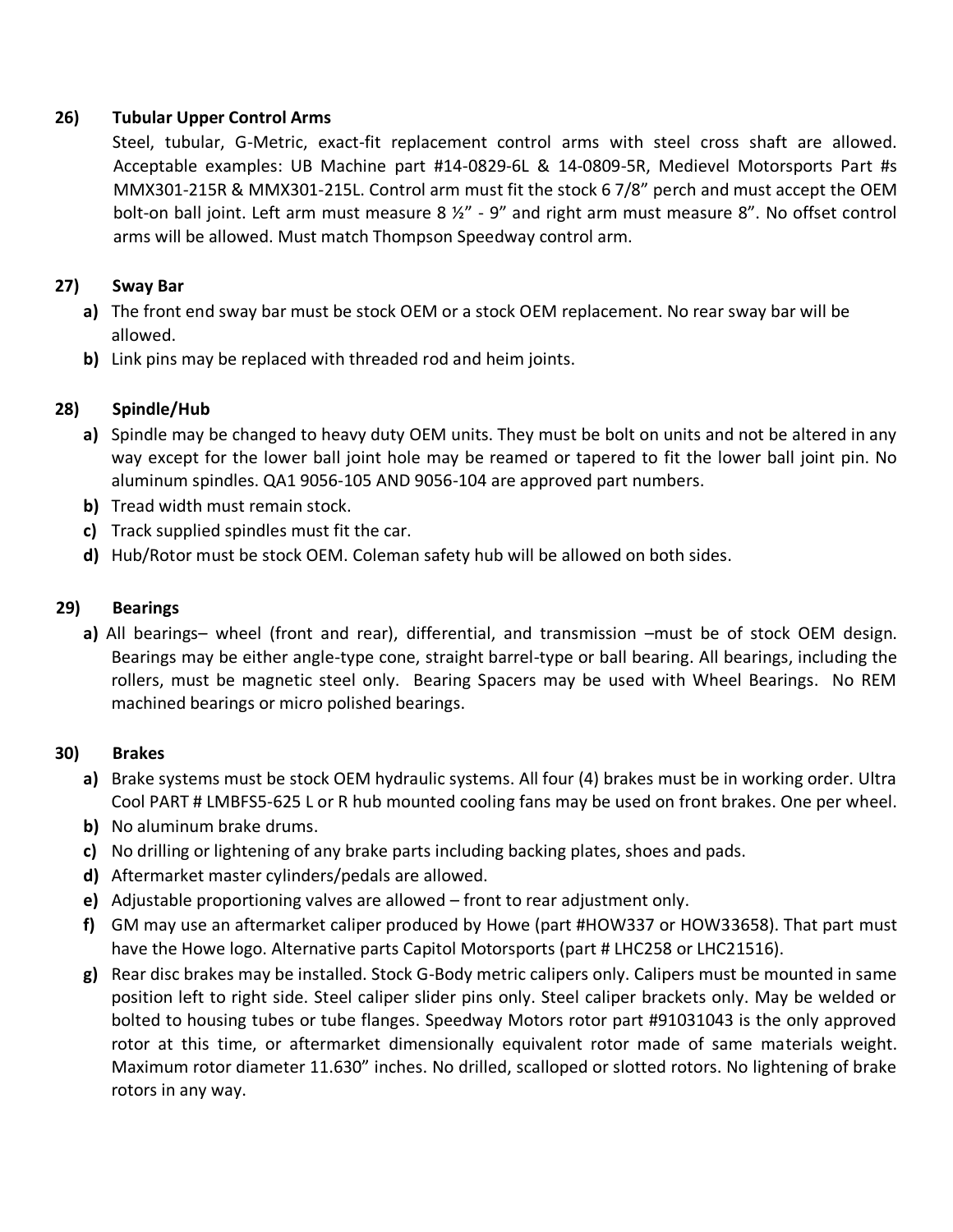**26) Tubular Upper Control Arms**

Steel, tubular, G-Metric, exact-fit replacement control arms with steel cross shaft are allowed. Acceptable examples: UB Machine part #14-0829-6L & 14-0809-5R, Medievel Motorsports Part #s MMX301-215R & MMX301-215L. Control arm must fit the stock 6 7/8” perch and must accept the OEM bolt-on ball joint. Left arm must measure 8 ½” - 9” and right arm must measure 8”. No offset control arms will be allowed. Must match Thompson Speedway control arm.

**27) Sway Bar**

- **a)** The front end sway bar must be stock OEM or a stock OEM replacement. No rear sway bar will be allowed.
- **b)** Link pins may be replaced with threaded rod and heim joints.

**28) Spindle/Hub**

- **a)** Spindle may be changed to heavy duty OEM units. They must be bolt on units and not be altered in any way except for the lower ball joint hole may be reamed or tapered to fit the lower ball joint pin. No aluminum spindles. QA1 9056-105 AND 9056-104 are approved part numbers.
- **b)** Tread width must remain stock.
- **c)** Track supplied spindles must fit the car.
- **d)** Hub/Rotor must be stock OEM. Coleman safety hub will be allowed on both sides.

**29) Bearings**

- **a)** All bearings– wheel (front and rear), differential, and transmission –must be of stock OEM design. Bearings may be either angle-type cone, straight barrel-type or ball bearing. All bearings, including the rollers, must be magnetic steel only. Bearing Spacers may be used with Wheel Bearings. No REM machined bearings or micro polished bearings.

**30) Brakes**

- **a)** Brake systems must be stock OEM hydraulic systems. All four (4) brakes must be in working order. Ultra Cool PART # LMBFS5-625 L or R hub mounted cooling fans may be used on front brakes. One per wheel.
- **b)** No aluminum brake drums.
- **c)** No drilling or lightening of any brake parts including backing plates, shoes and pads.
- **d)** Aftermarket master cylinders/pedals are allowed.
- **e)** Adjustable proportioning valves are allowed – front to rear adjustment only.
- **f)** GM may use an aftermarket caliper produced by Howe (part #HOW337 or HOW33658). That part must have the Howe logo. Alternative parts Capitol Motorsports (part # LHC258 or LHC21516).
- **g)** Rear disc brakes may be installed. Stock G-Body metric calipers only. Calipers must be mounted in same position left to right side. Steel caliper slider pins only. Steel caliper brackets only. May be welded or bolted to housing tubes or tube flanges. Speedway Motors rotor part #91031043 is the only approved rotor at this time, or aftermarket dimensionally equivalent rotor made of same materials weight. Maximum rotor diameter 11.630” inches. No drilled, scalloped or slotted rotors. No lightening of brake rotors in any way.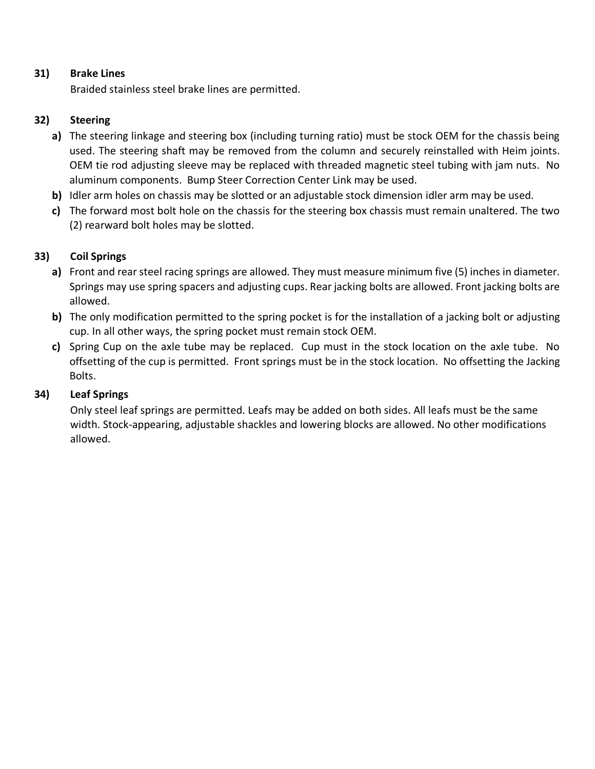**31) Brake Lines**

Braided stainless steel brake lines are permitted.

**32) Steering**

- **a)** The steering linkage and steering box (including turning ratio) must be stock OEM for the chassis being used. The steering shaft may be removed from the column and securely reinstalled with Heim joints. OEM tie rod adjusting sleeve may be replaced with threaded magnetic steel tubing with jam nuts. No aluminum components. Bump Steer Correction Center Link may be used.
- **b)** Idler arm holes on chassis may be slotted or an adjustable stock dimension idler arm may be used.
- **c)** The forward most bolt hole on the chassis for the steering box chassis must remain unaltered. The two (2) rearward bolt holes may be slotted.

**33) Coil Springs**

- **a)** Front and rear steel racing springs are allowed. They must measure minimum five (5) inches in diameter. Springs may use spring spacers and adjusting cups. Rear jacking bolts are allowed. Front jacking bolts are allowed.
- **b)** The only modification permitted to the spring pocket is for the installation of a jacking bolt or adjusting cup. In all other ways, the spring pocket must remain stock OEM.
- **c)** Spring Cup on the axle tube may be replaced. Cup must in the stock location on the axle tube. No offsetting of the cup is permitted. Front springs must be in the stock location. No offsetting the Jacking Bolts.

**34) Leaf Springs**

Only steel leaf springs are permitted. Leafs may be added on both sides. All leafs must be the same width. Stock-appearing, adjustable shackles and lowering blocks are allowed. No other modifications allowed.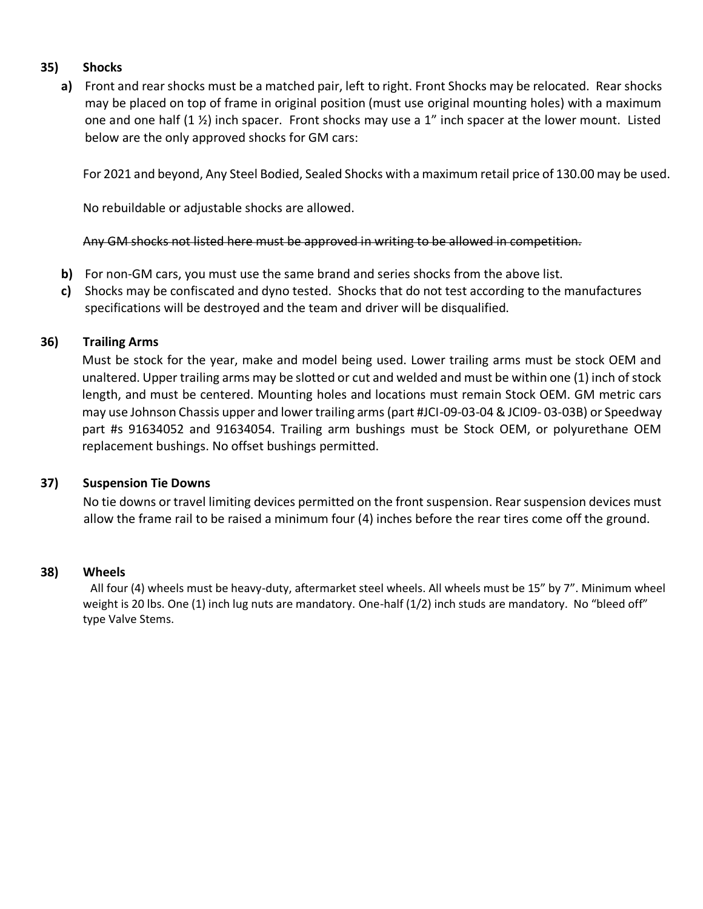**35) Shocks**

**a)** Front and rear shocks must be a matched pair, left to right. Front Shocks may be relocated. Rear shocks may be placed on top of frame in original position (must use original mounting holes) with a maximum one and one half (1 ½) inch spacer. Front shocks may use a 1" inch spacer at the lower mount. Listed below are the only approved shocks for GM cars:

For 2021 and beyond, Any Steel Bodied, Sealed Shocks with a maximum retail price of 130.00 may be used.

No rebuildable or adjustable shocks are allowed.

~~Any GM shocks not listed here must be approved in writing to be allowed in competition.~~

**b)** For non-GM cars, you must use the same brand and series shocks from the above list.

**c)** Shocks may be confiscated and dyno tested. Shocks that do not test according to the manufactures specifications will be destroyed and the team and driver will be disqualified.

**36) Trailing Arms**

Must be stock for the year, make and model being used. Lower trailing arms must be stock OEM and unaltered. Upper trailing arms may be slotted or cut and welded and must be within one (1) inch of stock length, and must be centered. Mounting holes and locations must remain Stock OEM. GM metric cars may use Johnson Chassis upper and lower trailing arms (part #JCI-09-03-04 & JCI09- 03-03B) or Speedway part #s 91634052 and 91634054. Trailing arm bushings must be Stock OEM, or polyurethane OEM replacement bushings. No offset bushings permitted.

**37) Suspension Tie Downs**

No tie downs or travel limiting devices permitted on the front suspension. Rear suspension devices must allow the frame rail to be raised a minimum four (4) inches before the rear tires come off the ground.

**38) Wheels**

All four (4) wheels must be heavy-duty, aftermarket steel wheels. All wheels must be 15" by 7". Minimum wheel weight is 20 lbs. One (1) inch lug nuts are mandatory. One-half (1/2) inch studs are mandatory. No "bleed off" type Valve Stems.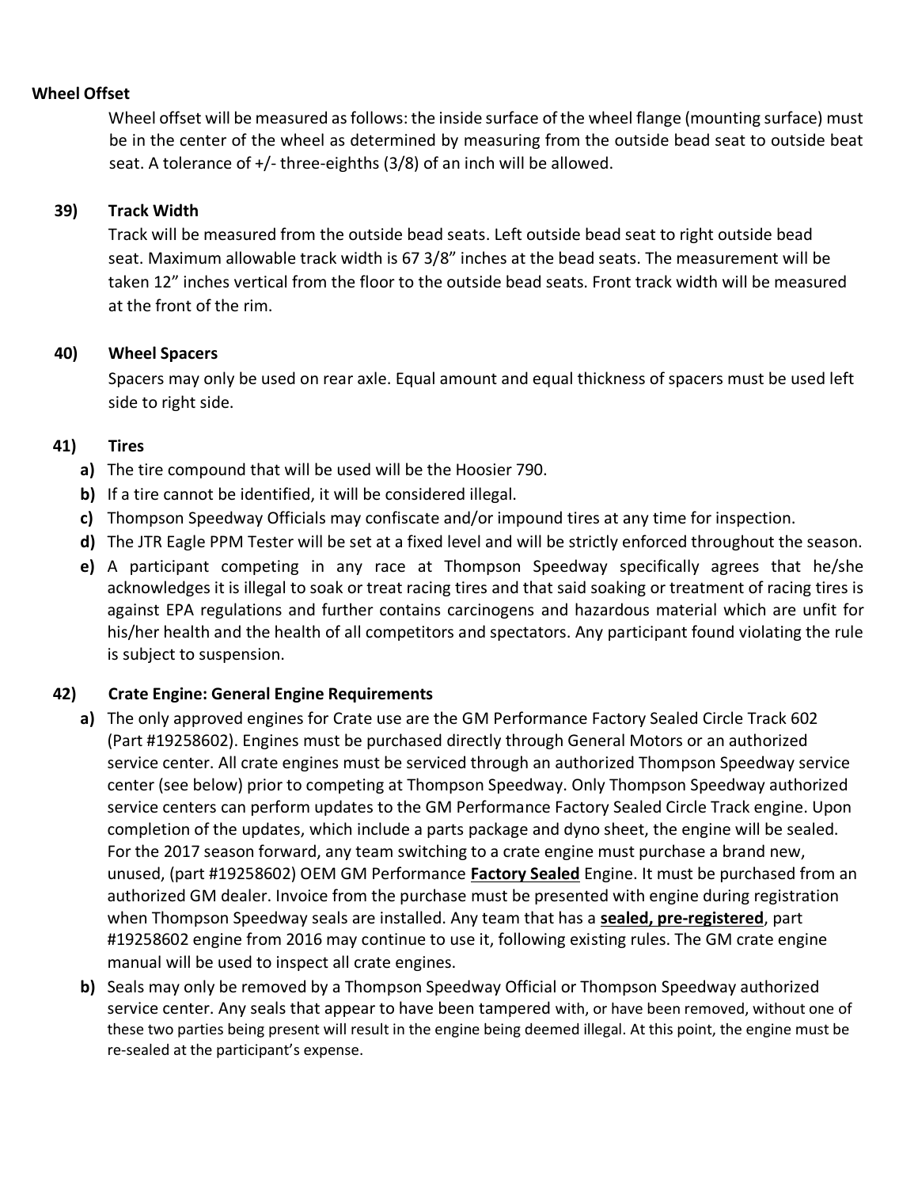**Wheel Offset**

Wheel offset will be measured as follows: the inside surface of the wheel flange (mounting surface) must be in the center of the wheel as determined by measuring from the outside bead seat to outside beat seat. A tolerance of +/- three-eighths (3/8) of an inch will be allowed.

**39) Track Width**

Track will be measured from the outside bead seats. Left outside bead seat to right outside bead seat. Maximum allowable track width is 67 3/8" inches at the bead seats. The measurement will be taken 12" inches vertical from the floor to the outside bead seats. Front track width will be measured at the front of the rim.

**40) Wheel Spacers**

Spacers may only be used on rear axle. Equal amount and equal thickness of spacers must be used left side to right side.

**41) Tires**

**a)** The tire compound that will be used will be the Hoosier 790.

**b)** If a tire cannot be identified, it will be considered illegal.

**c)** Thompson Speedway Officials may confiscate and/or impound tires at any time for inspection.

**d)** The JTR Eagle PPM Tester will be set at a fixed level and will be strictly enforced throughout the season.

**e)** A participant competing in any race at Thompson Speedway specifically agrees that he/she acknowledges it is illegal to soak or treat racing tires and that said soaking or treatment of racing tires is against EPA regulations and further contains carcinogens and hazardous material which are unfit for his/her health and the health of all competitors and spectators. Any participant found violating the rule is subject to suspension.

**42) Crate Engine: General Engine Requirements**

**a)** The only approved engines for Crate use are the GM Performance Factory Sealed Circle Track 602 (Part #19258602). Engines must be purchased directly through General Motors or an authorized service center. All crate engines must be serviced through an authorized Thompson Speedway service center (see below) prior to competing at Thompson Speedway. Only Thompson Speedway authorized service centers can perform updates to the GM Performance Factory Sealed Circle Track engine. Upon completion of the updates, which include a parts package and dyno sheet, the engine will be sealed. For the 2017 season forward, any team switching to a crate engine must purchase a brand new, unused, (part #19258602) OEM GM Performance **<u>Factory Sealed</u>** Engine. It must be purchased from an authorized GM dealer. Invoice from the purchase must be presented with engine during registration when Thompson Speedway seals are installed. Any team that has a **<u>sealed, pre-registered</u>**, part #19258602 engine from 2016 may continue to use it, following existing rules. The GM crate engine manual will be used to inspect all crate engines.

**b)** Seals may only be removed by a Thompson Speedway Official or Thompson Speedway authorized service center. Any seals that appear to have been tampered with, or have been removed, without one of these two parties being present will result in the engine being deemed illegal. At this point, the engine must be re-sealed at the participant's expense.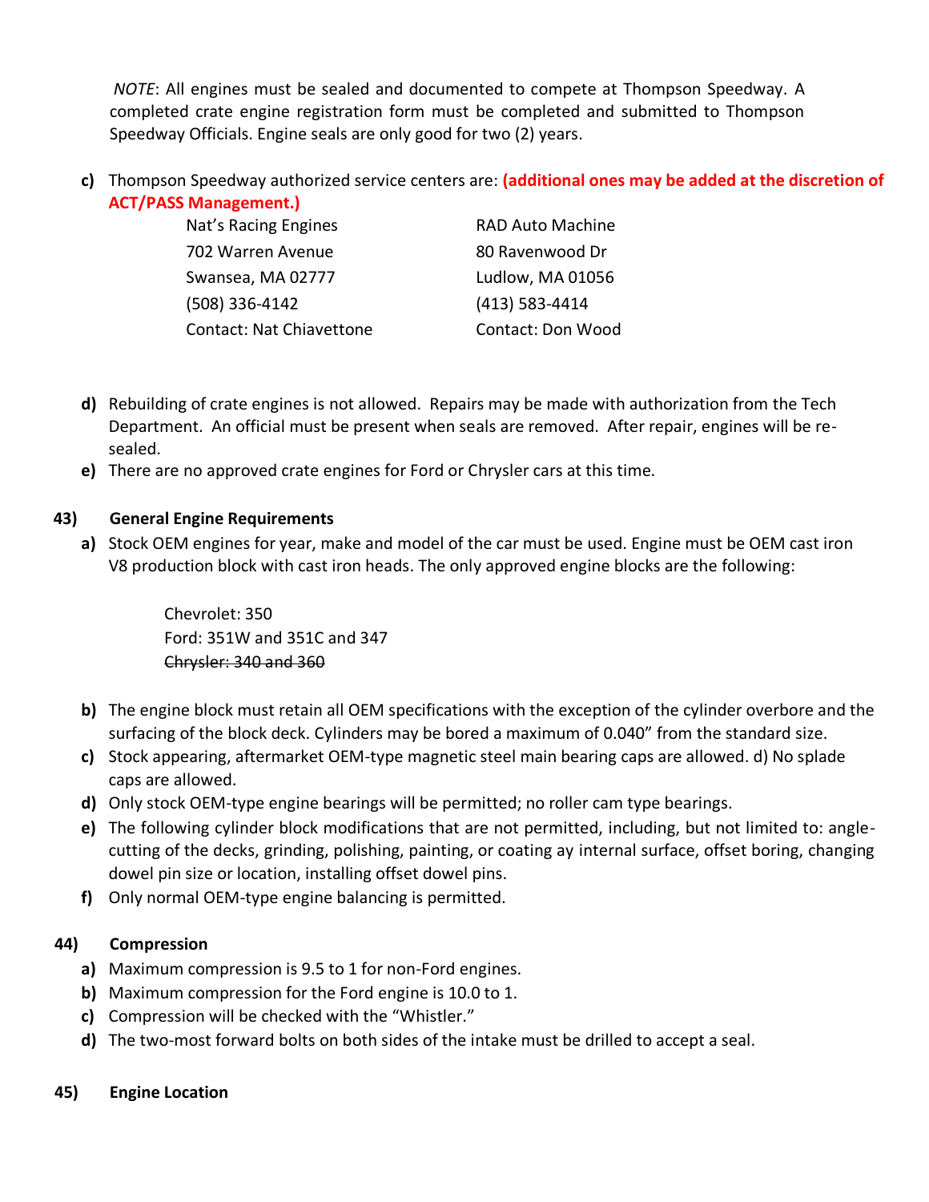*NOTE*: All engines must be sealed and documented to compete at Thompson Speedway. A completed crate engine registration form must be completed and submitted to Thompson Speedway Officials. Engine seals are only good for two (2) years.

**c)** Thompson Speedway authorized service centers are: **(additional ones may be added at the discretion of ACT/PASS Management.)**

| | |
|---|---|
| Nat's Racing Engines | RAD Auto Machine |
| 702 Warren Avenue | 80 Ravenwood Dr |
| Swansea, MA 02777 | Ludlow, MA 01056 |
| (508) 336-4142 | (413) 583-4414 |
| Contact: Nat Chiavettone | Contact: Don Wood |

**d)** Rebuilding of crate engines is not allowed. Repairs may be made with authorization from the Tech Department. An official must be present when seals are removed. After repair, engines will be re-sealed.

**e)** There are no approved crate engines for Ford or Chrysler cars at this time.

## 43) General Engine Requirements

**a)** Stock OEM engines for year, make and model of the car must be used. Engine must be OEM cast iron V8 production block with cast iron heads. The only approved engine blocks are the following:

Chevrolet: 350
Ford: 351W and 351C and 347
~~Chrysler: 340 and 360~~

**b)** The engine block must retain all OEM specifications with the exception of the cylinder overbore and the surfacing of the block deck. Cylinders may be bored a maximum of 0.040" from the standard size.

**c)** Stock appearing, aftermarket OEM-type magnetic steel main bearing caps are allowed. d) No splade caps are allowed.

**d)** Only stock OEM-type engine bearings will be permitted; no roller cam type bearings.

**e)** The following cylinder block modifications that are not permitted, including, but not limited to: angle-cutting of the decks, grinding, polishing, painting, or coating ay internal surface, offset boring, changing dowel pin size or location, installing offset dowel pins.

**f)** Only normal OEM-type engine balancing is permitted.

## 44) Compression

**a)** Maximum compression is 9.5 to 1 for non-Ford engines.

**b)** Maximum compression for the Ford engine is 10.0 to 1.

**c)** Compression will be checked with the "Whistler."

**d)** The two-most forward bolts on both sides of the intake must be drilled to accept a seal.

## 45) Engine Location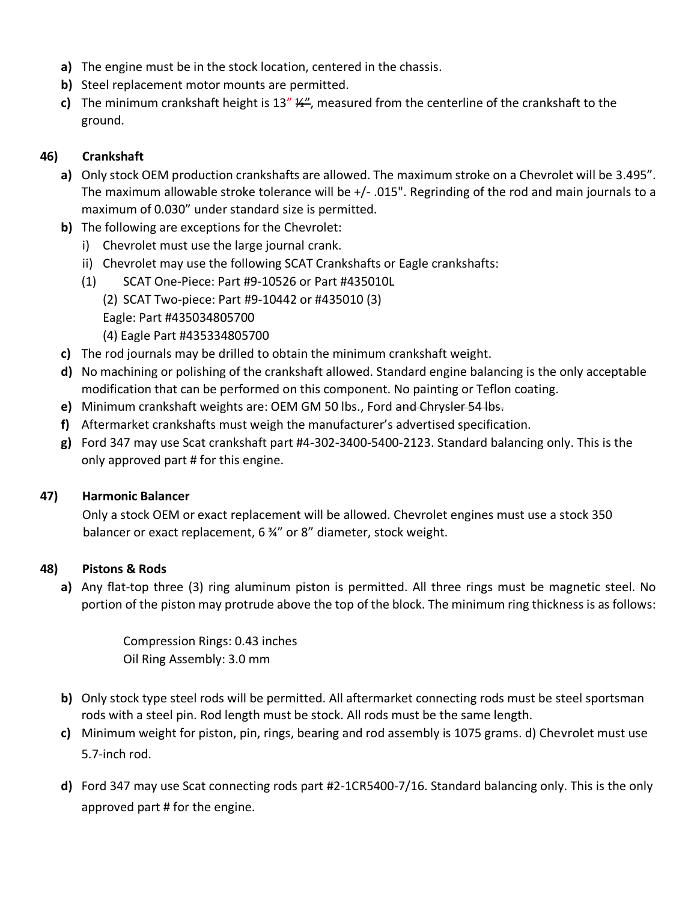a) The engine must be in the stock location, centered in the chassis.

b) Steel replacement motor mounts are permitted.

c) The minimum crankshaft height is 13" ~~½"~~, measured from the centerline of the crankshaft to the ground.

**46) Crankshaft**

a) Only stock OEM production crankshafts are allowed. The maximum stroke on a Chevrolet will be 3.495". The maximum allowable stroke tolerance will be +/- .015". Regrinding of the rod and main journals to a maximum of 0.030" under standard size is permitted.

b) The following are exceptions for the Chevrolet:

   i) Chevrolet must use the large journal crank.

   ii) Chevrolet may use the following SCAT Crankshafts or Eagle crankshafts:

   (1) SCAT One-Piece: Part #9-10526 or Part #435010L

   (2) SCAT Two-piece: Part #9-10442 or #435010 (3) Eagle: Part #435034805700

   (4) Eagle Part #435334805700

c) The rod journals may be drilled to obtain the minimum crankshaft weight.

d) No machining or polishing of the crankshaft allowed. Standard engine balancing is the only acceptable modification that can be performed on this component. No painting or Teflon coating.

e) Minimum crankshaft weights are: OEM GM 50 lbs., Ford ~~and Chrysler 54 lbs.~~

f) Aftermarket crankshafts must weigh the manufacturer's advertised specification.

g) Ford 347 may use Scat crankshaft part #4-302-3400-5400-2123. Standard balancing only. This is the only approved part # for this engine.

**47) Harmonic Balancer**

Only a stock OEM or exact replacement will be allowed. Chevrolet engines must use a stock 350 balancer or exact replacement, 6 ¾" or 8" diameter, stock weight.

**48) Pistons & Rods**

a) Any flat-top three (3) ring aluminum piston is permitted. All three rings must be magnetic steel. No portion of the piston may protrude above the top of the block. The minimum ring thickness is as follows:

   Compression Rings: 0.43 inches
   Oil Ring Assembly: 3.0 mm

b) Only stock type steel rods will be permitted. All aftermarket connecting rods must be steel sportsman rods with a steel pin. Rod length must be stock. All rods must be the same length.

c) Minimum weight for piston, pin, rings, bearing and rod assembly is 1075 grams. d) Chevrolet must use 5.7-inch rod.

d) Ford 347 may use Scat connecting rods part #2-1CR5400-7/16. Standard balancing only. This is the only approved part # for the engine.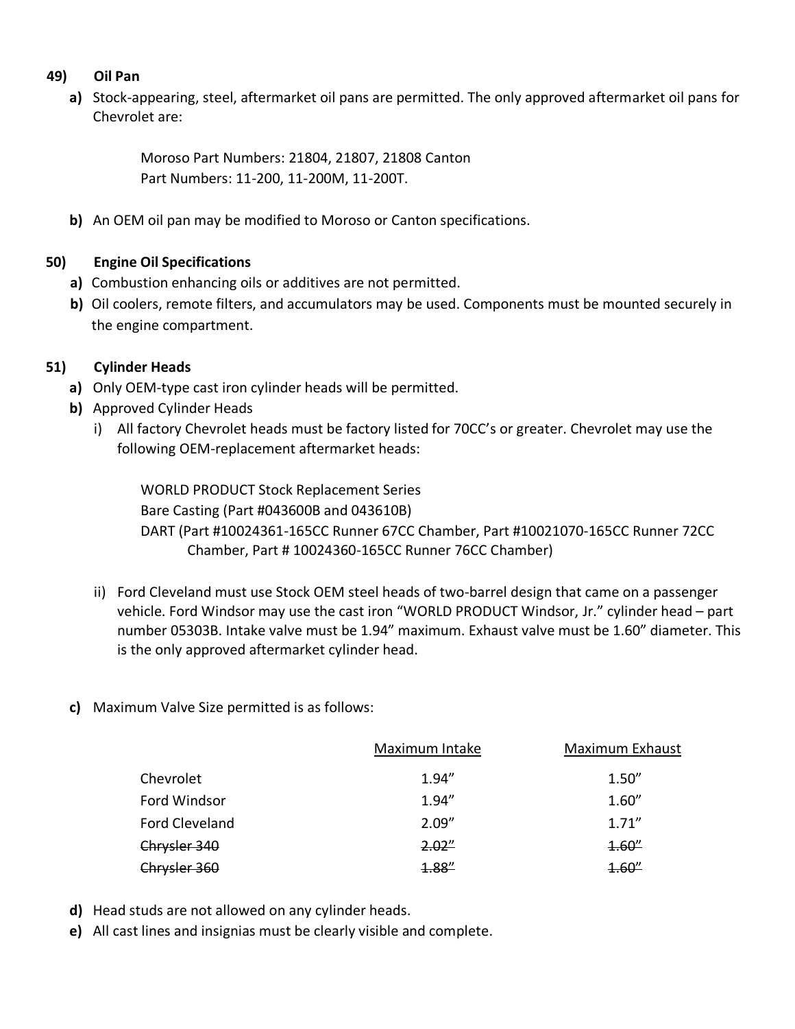## 49) Oil Pan

**a)** Stock-appearing, steel, aftermarket oil pans are permitted. The only approved aftermarket oil pans for Chevrolet are:

Moroso Part Numbers: 21804, 21807, 21808 Canton
Part Numbers: 11-200, 11-200M, 11-200T.

**b)** An OEM oil pan may be modified to Moroso or Canton specifications.

## 50) Engine Oil Specifications

**a)** Combustion enhancing oils or additives are not permitted.

**b)** Oil coolers, remote filters, and accumulators may be used. Components must be mounted securely in the engine compartment.

## 51) Cylinder Heads

**a)** Only OEM-type cast iron cylinder heads will be permitted.

**b)** Approved Cylinder Heads

i) All factory Chevrolet heads must be factory listed for 70CC's or greater. Chevrolet may use the following OEM-replacement aftermarket heads:

WORLD PRODUCT Stock Replacement Series
Bare Casting (Part #043600B and 043610B)
DART (Part #10024361-165CC Runner 67CC Chamber, Part #10021070-165CC Runner 72CC Chamber, Part # 10024360-165CC Runner 76CC Chamber)

ii) Ford Cleveland must use Stock OEM steel heads of two-barrel design that came on a passenger vehicle. Ford Windsor may use the cast iron "WORLD PRODUCT Windsor, Jr." cylinder head – part number 05303B. Intake valve must be 1.94" maximum. Exhaust valve must be 1.60" diameter. This is the only approved aftermarket cylinder head.

**c)** Maximum Valve Size permitted is as follows:

| | Maximum Intake | Maximum Exhaust |
|---|---|---|
| Chevrolet | 1.94" | 1.50" |
| Ford Windsor | 1.94" | 1.60" |
| Ford Cleveland | 2.09" | 1.71" |
| ~~Chrysler 340~~ | ~~2.02"~~ | ~~1.60"~~ |
| ~~Chrysler 360~~ | ~~1.88"~~ | ~~1.60"~~ |

**d)** Head studs are not allowed on any cylinder heads.

**e)** All cast lines and insignias must be clearly visible and complete.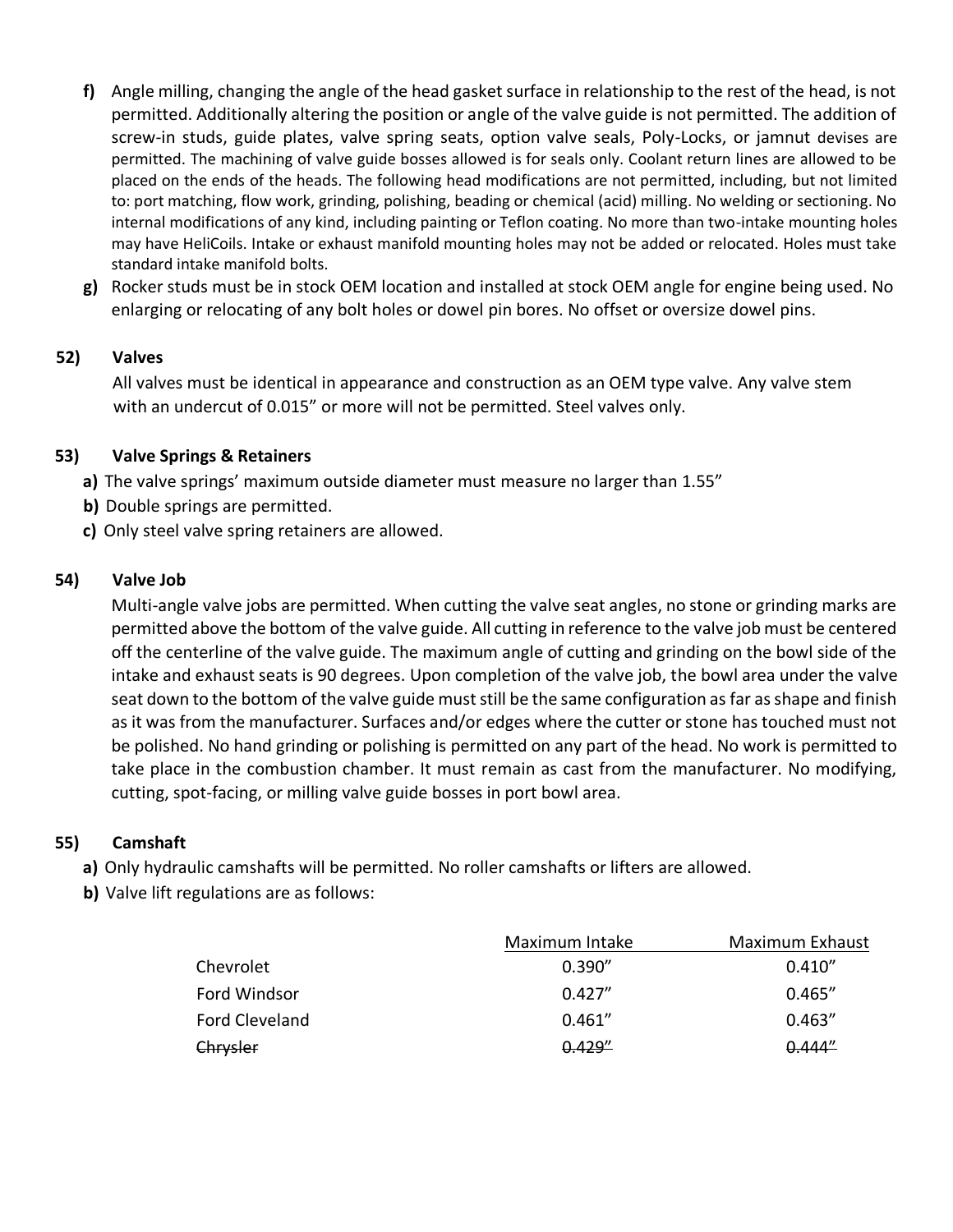f) Angle milling, changing the angle of the head gasket surface in relationship to the rest of the head, is not permitted. Additionally altering the position or angle of the valve guide is not permitted. The addition of screw-in studs, guide plates, valve spring seats, option valve seals, Poly-Locks, or jamnut devises are permitted. The machining of valve guide bosses allowed is for seals only. Coolant return lines are allowed to be placed on the ends of the heads. The following head modifications are not permitted, including, but not limited to: port matching, flow work, grinding, polishing, beading or chemical (acid) milling. No welding or sectioning. No internal modifications of any kind, including painting or Teflon coating. No more than two-intake mounting holes may have HeliCoils. Intake or exhaust manifold mounting holes may not be added or relocated. Holes must take standard intake manifold bolts.

g) Rocker studs must be in stock OEM location and installed at stock OEM angle for engine being used. No enlarging or relocating of any bolt holes or dowel pin bores. No offset or oversize dowel pins.

### 52) Valves

All valves must be identical in appearance and construction as an OEM type valve. Any valve stem with an undercut of 0.015" or more will not be permitted. Steel valves only.

### 53) Valve Springs & Retainers

**a)** The valve springs' maximum outside diameter must measure no larger than 1.55"

**b)** Double springs are permitted.

**c)** Only steel valve spring retainers are allowed.

### 54) Valve Job

Multi-angle valve jobs are permitted. When cutting the valve seat angles, no stone or grinding marks are permitted above the bottom of the valve guide. All cutting in reference to the valve job must be centered off the centerline of the valve guide. The maximum angle of cutting and grinding on the bowl side of the intake and exhaust seats is 90 degrees. Upon completion of the valve job, the bowl area under the valve seat down to the bottom of the valve guide must still be the same configuration as far as shape and finish as it was from the manufacturer. Surfaces and/or edges where the cutter or stone has touched must not be polished. No hand grinding or polishing is permitted on any part of the head. No work is permitted to take place in the combustion chamber. It must remain as cast from the manufacturer. No modifying, cutting, spot-facing, or milling valve guide bosses in port bowl area.

### 55) Camshaft

**a)** Only hydraulic camshafts will be permitted. No roller camshafts or lifters are allowed.

**b)** Valve lift regulations are as follows:

| | Maximum Intake | Maximum Exhaust |
|---|---|---|
| Chevrolet | 0.390" | 0.410" |
| Ford Windsor | 0.427" | 0.465" |
| Ford Cleveland | 0.461" | 0.463" |
| ~~Chrysler~~ | ~~0.429"~~ | ~~0.444"~~ |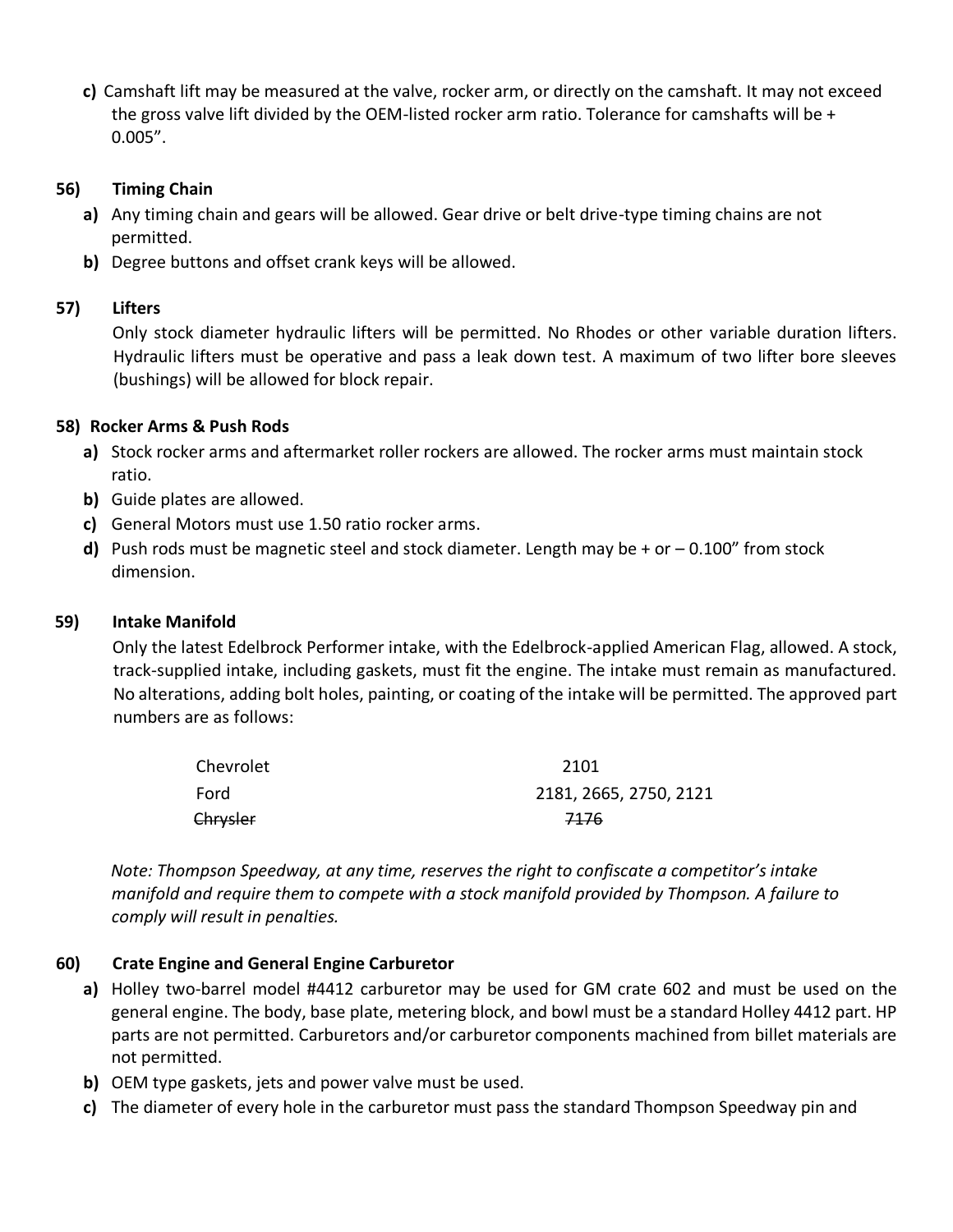**c)** Camshaft lift may be measured at the valve, rocker arm, or directly on the camshaft. It may not exceed the gross valve lift divided by the OEM-listed rocker arm ratio. Tolerance for camshafts will be + 0.005”.

### 56) Timing Chain

**a)** Any timing chain and gears will be allowed. Gear drive or belt drive-type timing chains are not permitted.

**b)** Degree buttons and offset crank keys will be allowed.

### 57) Lifters

Only stock diameter hydraulic lifters will be permitted. No Rhodes or other variable duration lifters. Hydraulic lifters must be operative and pass a leak down test. A maximum of two lifter bore sleeves (bushings) will be allowed for block repair.

### 58) Rocker Arms & Push Rods

**a)** Stock rocker arms and aftermarket roller rockers are allowed. The rocker arms must maintain stock ratio.

**b)** Guide plates are allowed.

**c)** General Motors must use 1.50 ratio rocker arms.

**d)** Push rods must be magnetic steel and stock diameter. Length may be + or – 0.100” from stock dimension.

### 59) Intake Manifold

Only the latest Edelbrock Performer intake, with the Edelbrock-applied American Flag, allowed. A stock, track-supplied intake, including gaskets, must fit the engine. The intake must remain as manufactured. No alterations, adding bolt holes, painting, or coating of the intake will be permitted. The approved part numbers are as follows:

| | |
|---|---|
| Chevrolet | 2101 |
| Ford | 2181, 2665, 2750, 2121 |
| ~~Chrysler~~ | ~~7176~~ |

*Note: Thompson Speedway, at any time, reserves the right to confiscate a competitor’s intake manifold and require them to compete with a stock manifold provided by Thompson. A failure to comply will result in penalties.*

### 60) Crate Engine and General Engine Carburetor

**a)** Holley two-barrel model #4412 carburetor may be used for GM crate 602 and must be used on the general engine. The body, base plate, metering block, and bowl must be a standard Holley 4412 part. HP parts are not permitted. Carburetors and/or carburetor components machined from billet materials are not permitted.

**b)** OEM type gaskets, jets and power valve must be used.

**c)** The diameter of every hole in the carburetor must pass the standard Thompson Speedway pin and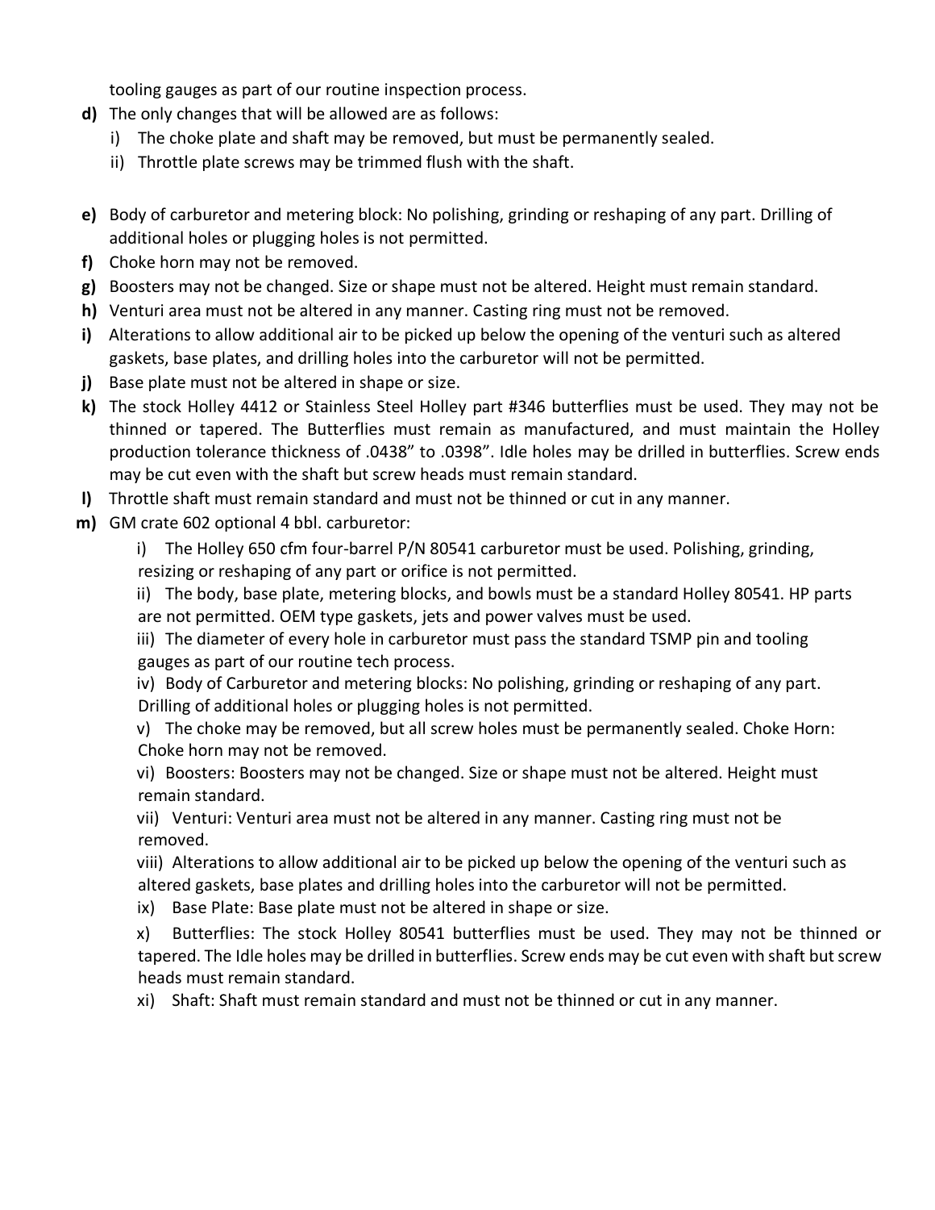tooling gauges as part of our routine inspection process.

**d)** The only changes that will be allowed are as follows:

   i) The choke plate and shaft may be removed, but must be permanently sealed.

   ii) Throttle plate screws may be trimmed flush with the shaft.

**e)** Body of carburetor and metering block: No polishing, grinding or reshaping of any part. Drilling of additional holes or plugging holes is not permitted.

**f)** Choke horn may not be removed.

**g)** Boosters may not be changed. Size or shape must not be altered. Height must remain standard.

**h)** Venturi area must not be altered in any manner. Casting ring must not be removed.

**i)** Alterations to allow additional air to be picked up below the opening of the venturi such as altered gaskets, base plates, and drilling holes into the carburetor will not be permitted.

**j)** Base plate must not be altered in shape or size.

**k)** The stock Holley 4412 or Stainless Steel Holley part #346 butterflies must be used. They may not be thinned or tapered. The Butterflies must remain as manufactured, and must maintain the Holley production tolerance thickness of .0438" to .0398". Idle holes may be drilled in butterflies. Screw ends may be cut even with the shaft but screw heads must remain standard.

**l)** Throttle shaft must remain standard and must not be thinned or cut in any manner.

**m)** GM crate 602 optional 4 bbl. carburetor:

   i) The Holley 650 cfm four-barrel P/N 80541 carburetor must be used. Polishing, grinding, resizing or reshaping of any part or orifice is not permitted.

   ii) The body, base plate, metering blocks, and bowls must be a standard Holley 80541. HP parts are not permitted. OEM type gaskets, jets and power valves must be used.

   iii) The diameter of every hole in carburetor must pass the standard TSMP pin and tooling gauges as part of our routine tech process.

   iv) Body of Carburetor and metering blocks: No polishing, grinding or reshaping of any part. Drilling of additional holes or plugging holes is not permitted.

   v) The choke may be removed, but all screw holes must be permanently sealed. Choke Horn: Choke horn may not be removed.

   vi) Boosters: Boosters may not be changed. Size or shape must not be altered. Height must remain standard.

   vii) Venturi: Venturi area must not be altered in any manner. Casting ring must not be removed.

   viii) Alterations to allow additional air to be picked up below the opening of the venturi such as altered gaskets, base plates and drilling holes into the carburetor will not be permitted.

   ix) Base Plate: Base plate must not be altered in shape or size.

   x) Butterflies: The stock Holley 80541 butterflies must be used. They may not be thinned or tapered. The Idle holes may be drilled in butterflies. Screw ends may be cut even with shaft but screw heads must remain standard.

   xi) Shaft: Shaft must remain standard and must not be thinned or cut in any manner.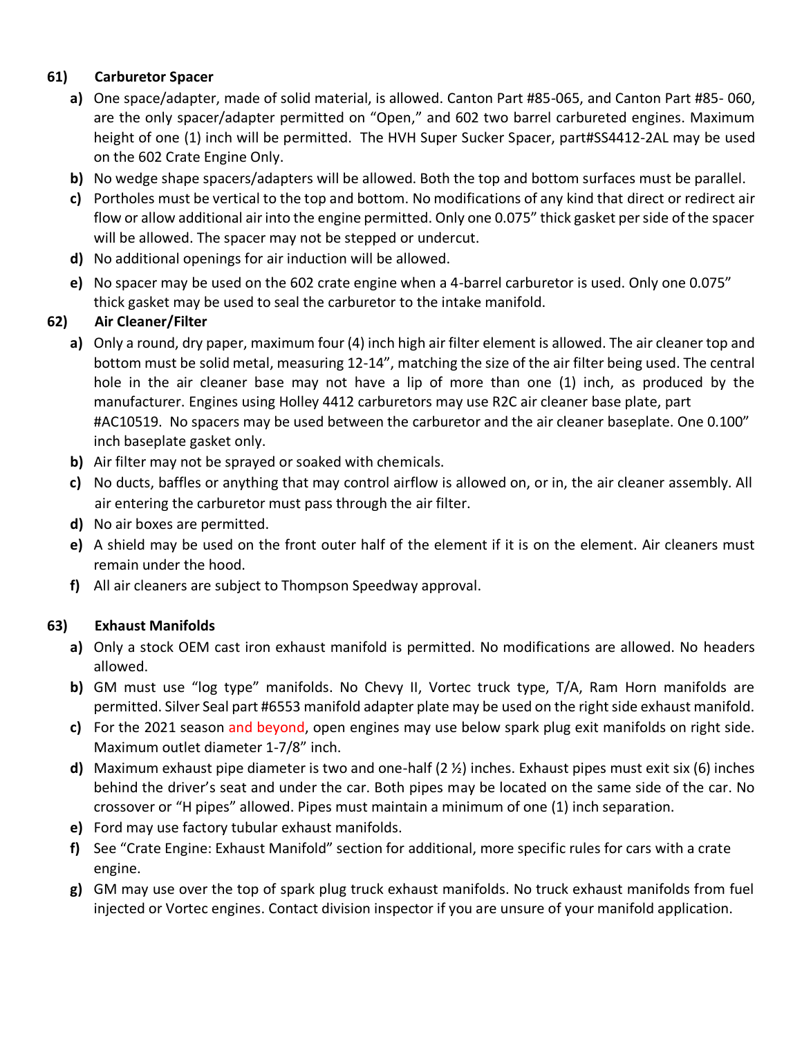### 61) Carburetor Spacer

- **a)** One space/adapter, made of solid material, is allowed. Canton Part #85-065, and Canton Part #85- 060, are the only spacer/adapter permitted on "Open," and 602 two barrel carbureted engines. Maximum height of one (1) inch will be permitted. The HVH Super Sucker Spacer, part#SS4412-2AL may be used on the 602 Crate Engine Only.
- **b)** No wedge shape spacers/adapters will be allowed. Both the top and bottom surfaces must be parallel.
- **c)** Portholes must be vertical to the top and bottom. No modifications of any kind that direct or redirect air flow or allow additional air into the engine permitted. Only one 0.075" thick gasket per side of the spacer will be allowed. The spacer may not be stepped or undercut.
- **d)** No additional openings for air induction will be allowed.
- **e)** No spacer may be used on the 602 crate engine when a 4-barrel carburetor is used. Only one 0.075" thick gasket may be used to seal the carburetor to the intake manifold.

### 62) Air Cleaner/Filter

- **a)** Only a round, dry paper, maximum four (4) inch high air filter element is allowed. The air cleaner top and bottom must be solid metal, measuring 12-14", matching the size of the air filter being used. The central hole in the air cleaner base may not have a lip of more than one (1) inch, as produced by the manufacturer. Engines using Holley 4412 carburetors may use R2C air cleaner base plate, part #AC10519. No spacers may be used between the carburetor and the air cleaner baseplate. One 0.100" inch baseplate gasket only.
- **b)** Air filter may not be sprayed or soaked with chemicals.
- **c)** No ducts, baffles or anything that may control airflow is allowed on, or in, the air cleaner assembly. All air entering the carburetor must pass through the air filter.
- **d)** No air boxes are permitted.
- **e)** A shield may be used on the front outer half of the element if it is on the element. Air cleaners must remain under the hood.
- **f)** All air cleaners are subject to Thompson Speedway approval.

### 63) Exhaust Manifolds

- **a)** Only a stock OEM cast iron exhaust manifold is permitted. No modifications are allowed. No headers allowed.
- **b)** GM must use "log type" manifolds. No Chevy II, Vortec truck type, T/A, Ram Horn manifolds are permitted. Silver Seal part #6553 manifold adapter plate may be used on the right side exhaust manifold.
- **c)** For the 2021 season and beyond, open engines may use below spark plug exit manifolds on right side. Maximum outlet diameter 1-7/8" inch.
- **d)** Maximum exhaust pipe diameter is two and one-half (2 ½) inches. Exhaust pipes must exit six (6) inches behind the driver's seat and under the car. Both pipes may be located on the same side of the car. No crossover or "H pipes" allowed. Pipes must maintain a minimum of one (1) inch separation.
- **e)** Ford may use factory tubular exhaust manifolds.
- **f)** See "Crate Engine: Exhaust Manifold" section for additional, more specific rules for cars with a crate engine.
- **g)** GM may use over the top of spark plug truck exhaust manifolds. No truck exhaust manifolds from fuel injected or Vortec engines. Contact division inspector if you are unsure of your manifold application.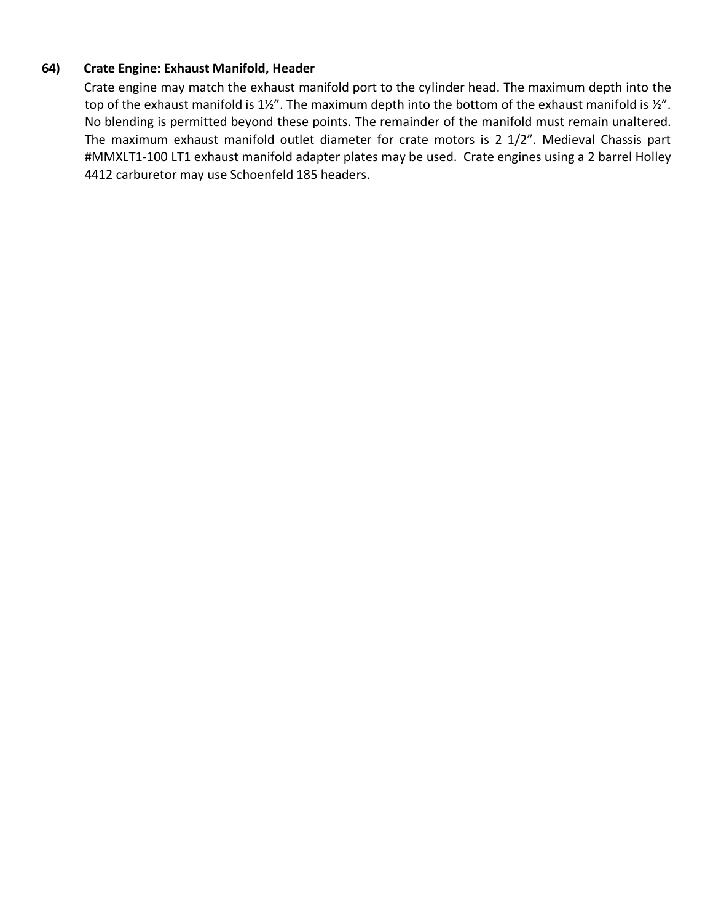**64) Crate Engine: Exhaust Manifold, Header**

Crate engine may match the exhaust manifold port to the cylinder head. The maximum depth into the top of the exhaust manifold is 1½". The maximum depth into the bottom of the exhaust manifold is ½". No blending is permitted beyond these points. The remainder of the manifold must remain unaltered. The maximum exhaust manifold outlet diameter for crate motors is 2 1/2". Medieval Chassis part #MMXLT1-100 LT1 exhaust manifold adapter plates may be used. Crate engines using a 2 barrel Holley 4412 carburetor may use Schoenfeld 185 headers.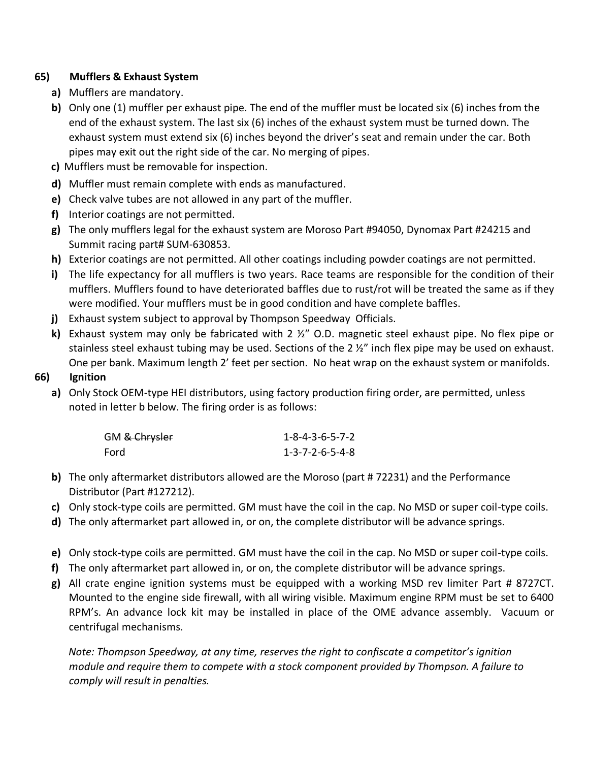**65) Mufflers & Exhaust System**

- **a)** Mufflers are mandatory.
- **b)** Only one (1) muffler per exhaust pipe. The end of the muffler must be located six (6) inches from the end of the exhaust system. The last six (6) inches of the exhaust system must be turned down. The exhaust system must extend six (6) inches beyond the driver's seat and remain under the car. Both pipes may exit out the right side of the car. No merging of pipes.
- **c)** Mufflers must be removable for inspection.
- **d)** Muffler must remain complete with ends as manufactured.
- **e)** Check valve tubes are not allowed in any part of the muffler.
- **f)** Interior coatings are not permitted.
- **g)** The only mufflers legal for the exhaust system are Moroso Part #94050, Dynomax Part #24215 and Summit racing part# SUM-630853.
- **h)** Exterior coatings are not permitted. All other coatings including powder coatings are not permitted.
- **i)** The life expectancy for all mufflers is two years. Race teams are responsible for the condition of their mufflers. Mufflers found to have deteriorated baffles due to rust/rot will be treated the same as if they were modified. Your mufflers must be in good condition and have complete baffles.
- **j)** Exhaust system subject to approval by Thompson Speedway Officials.
- **k)** Exhaust system may only be fabricated with 2 ½" O.D. magnetic steel exhaust pipe. No flex pipe or stainless steel exhaust tubing may be used. Sections of the 2 ½" inch flex pipe may be used on exhaust. One per bank. Maximum length 2' feet per section. No heat wrap on the exhaust system or manifolds.

**66) Ignition**

- **a)** Only Stock OEM-type HEI distributors, using factory production firing order, are permitted, unless noted in letter b below. The firing order is as follows:

| | |
|---|---|
| GM ~~& Chrysler~~ | 1-8-4-3-6-5-7-2 |
| Ford | 1-3-7-2-6-5-4-8 |

- **b)** The only aftermarket distributors allowed are the Moroso (part # 72231) and the Performance Distributor (Part #127212).
- **c)** Only stock-type coils are permitted. GM must have the coil in the cap. No MSD or super coil-type coils.
- **d)** The only aftermarket part allowed in, or on, the complete distributor will be advance springs.
- **e)** Only stock-type coils are permitted. GM must have the coil in the cap. No MSD or super coil-type coils.
- **f)** The only aftermarket part allowed in, or on, the complete distributor will be advance springs.
- **g)** All crate engine ignition systems must be equipped with a working MSD rev limiter Part # 8727CT. Mounted to the engine side firewall, with all wiring visible. Maximum engine RPM must be set to 6400 RPM's. An advance lock kit may be installed in place of the OME advance assembly. Vacuum or centrifugal mechanisms.

*Note: Thompson Speedway, at any time, reserves the right to confiscate a competitor's ignition module and require them to compete with a stock component provided by Thompson. A failure to comply will result in penalties.*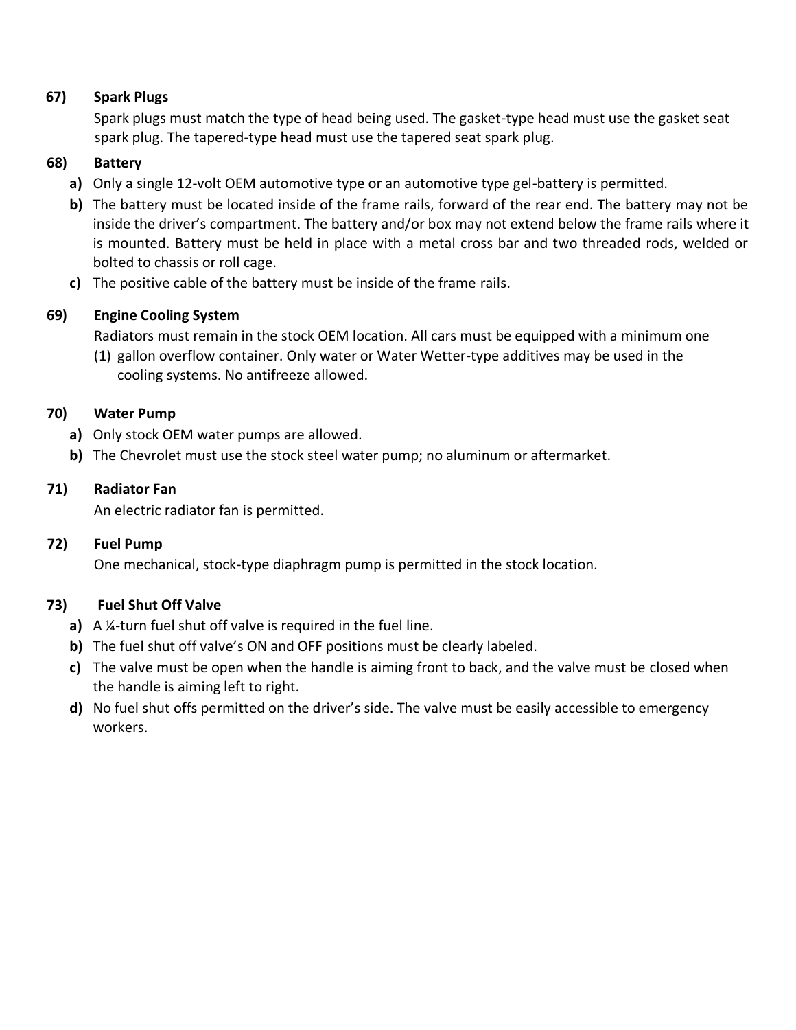**67) Spark Plugs**

Spark plugs must match the type of head being used. The gasket-type head must use the gasket seat spark plug. The tapered-type head must use the tapered seat spark plug.

**68) Battery**

**a)** Only a single 12-volt OEM automotive type or an automotive type gel-battery is permitted.

**b)** The battery must be located inside of the frame rails, forward of the rear end. The battery may not be inside the driver's compartment. The battery and/or box may not extend below the frame rails where it is mounted. Battery must be held in place with a metal cross bar and two threaded rods, welded or bolted to chassis or roll cage.

**c)** The positive cable of the battery must be inside of the frame rails.

**69) Engine Cooling System**

Radiators must remain in the stock OEM location. All cars must be equipped with a minimum one (1) gallon overflow container. Only water or Water Wetter-type additives may be used in the cooling systems. No antifreeze allowed.

**70) Water Pump**

**a)** Only stock OEM water pumps are allowed.

**b)** The Chevrolet must use the stock steel water pump; no aluminum or aftermarket.

**71) Radiator Fan**

An electric radiator fan is permitted.

**72) Fuel Pump**

One mechanical, stock-type diaphragm pump is permitted in the stock location.

**73) Fuel Shut Off Valve**

**a)** A ¼-turn fuel shut off valve is required in the fuel line.

**b)** The fuel shut off valve's ON and OFF positions must be clearly labeled.

**c)** The valve must be open when the handle is aiming front to back, and the valve must be closed when the handle is aiming left to right.

**d)** No fuel shut offs permitted on the driver's side. The valve must be easily accessible to emergency workers.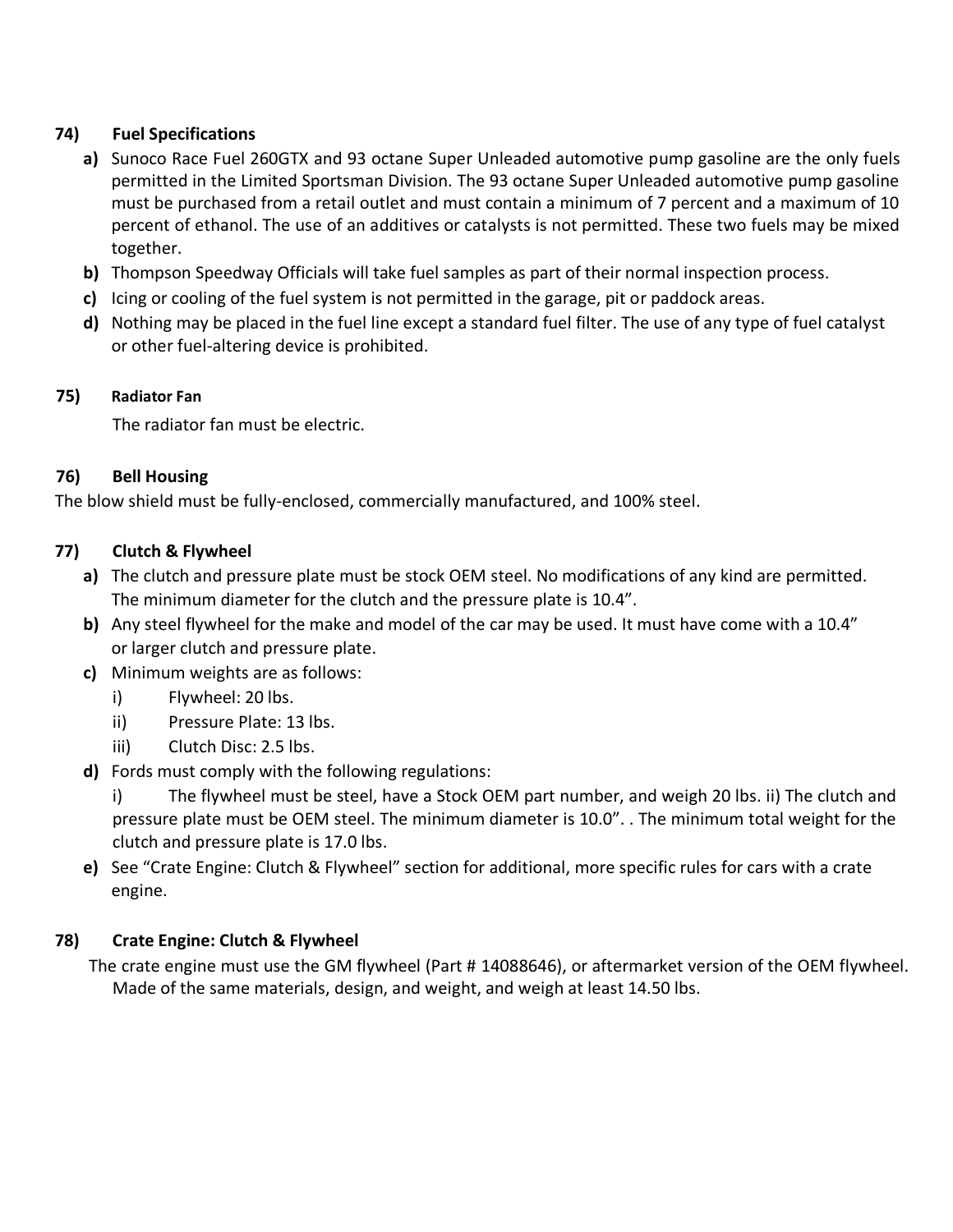## 74) Fuel Specifications

- **a)** Sunoco Race Fuel 260GTX and 93 octane Super Unleaded automotive pump gasoline are the only fuels permitted in the Limited Sportsman Division. The 93 octane Super Unleaded automotive pump gasoline must be purchased from a retail outlet and must contain a minimum of 7 percent and a maximum of 10 percent of ethanol. The use of an additives or catalysts is not permitted. These two fuels may be mixed together.
- **b)** Thompson Speedway Officials will take fuel samples as part of their normal inspection process.
- **c)** Icing or cooling of the fuel system is not permitted in the garage, pit or paddock areas.
- **d)** Nothing may be placed in the fuel line except a standard fuel filter. The use of any type of fuel catalyst or other fuel-altering device is prohibited.

## 75) Radiator Fan

The radiator fan must be electric.

## 76) Bell Housing

The blow shield must be fully-enclosed, commercially manufactured, and 100% steel.

## 77) Clutch & Flywheel

- **a)** The clutch and pressure plate must be stock OEM steel. No modifications of any kind are permitted. The minimum diameter for the clutch and the pressure plate is 10.4”.
- **b)** Any steel flywheel for the make and model of the car may be used. It must have come with a 10.4” or larger clutch and pressure plate.
- **c)** Minimum weights are as follows:
  - i) Flywheel: 20 lbs.
  - ii) Pressure Plate: 13 lbs.
  - iii) Clutch Disc: 2.5 lbs.
- **d)** Fords must comply with the following regulations:

  i) The flywheel must be steel, have a Stock OEM part number, and weigh 20 lbs. ii) The clutch and pressure plate must be OEM steel. The minimum diameter is 10.0”. . The minimum total weight for the clutch and pressure plate is 17.0 lbs.
- **e)** See “Crate Engine: Clutch & Flywheel” section for additional, more specific rules for cars with a crate engine.

## 78) Crate Engine: Clutch & Flywheel

The crate engine must use the GM flywheel (Part # 14088646), or aftermarket version of the OEM flywheel. Made of the same materials, design, and weight, and weigh at least 14.50 lbs.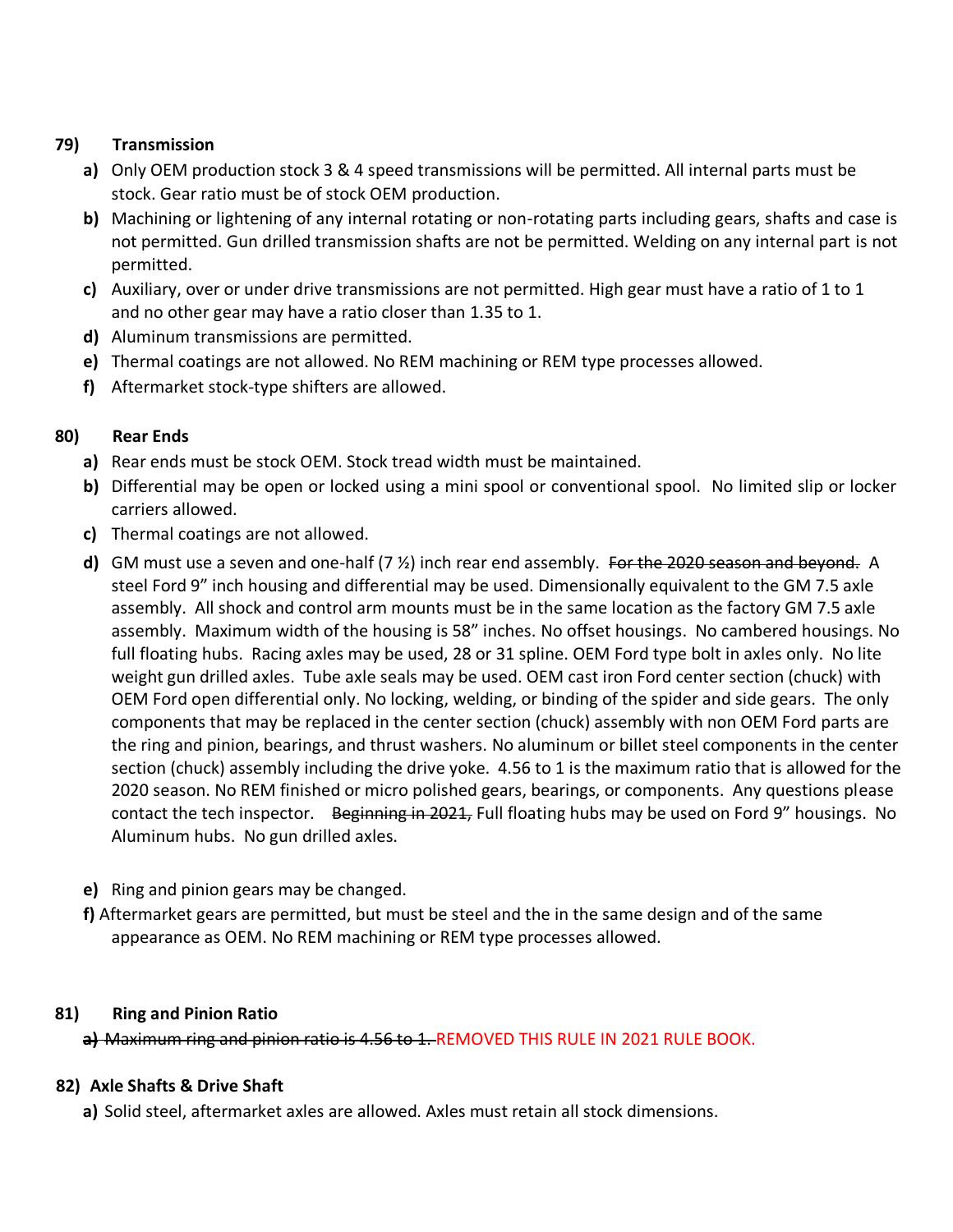**79) Transmission**

- **a)** Only OEM production stock 3 & 4 speed transmissions will be permitted. All internal parts must be stock. Gear ratio must be of stock OEM production.
- **b)** Machining or lightening of any internal rotating or non-rotating parts including gears, shafts and case is not permitted. Gun drilled transmission shafts are not be permitted. Welding on any internal part is not permitted.
- **c)** Auxiliary, over or under drive transmissions are not permitted. High gear must have a ratio of 1 to 1 and no other gear may have a ratio closer than 1.35 to 1.
- **d)** Aluminum transmissions are permitted.
- **e)** Thermal coatings are not allowed. No REM machining or REM type processes allowed.
- **f)** Aftermarket stock-type shifters are allowed.

**80) Rear Ends**

- **a)** Rear ends must be stock OEM. Stock tread width must be maintained.
- **b)** Differential may be open or locked using a mini spool or conventional spool. No limited slip or locker carriers allowed.
- **c)** Thermal coatings are not allowed.
- **d)** GM must use a seven and one-half (7 ½) inch rear end assembly. ~~For the 2020 season and beyond.~~ A steel Ford 9" inch housing and differential may be used. Dimensionally equivalent to the GM 7.5 axle assembly. All shock and control arm mounts must be in the same location as the factory GM 7.5 axle assembly. Maximum width of the housing is 58" inches. No offset housings. No cambered housings. No full floating hubs. Racing axles may be used, 28 or 31 spline. OEM Ford type bolt in axles only. No lite weight gun drilled axles. Tube axle seals may be used. OEM cast iron Ford center section (chuck) with OEM Ford open differential only. No locking, welding, or binding of the spider and side gears. The only components that may be replaced in the center section (chuck) assembly with non OEM Ford parts are the ring and pinion, bearings, and thrust washers. No aluminum or billet steel components in the center section (chuck) assembly including the drive yoke. 4.56 to 1 is the maximum ratio that is allowed for the 2020 season. No REM finished or micro polished gears, bearings, or components. Any questions please contact the tech inspector. ~~Beginning in 2021,~~ Full floating hubs may be used on Ford 9" housings. No Aluminum hubs. No gun drilled axles.
- **e)** Ring and pinion gears may be changed.
- **f)** Aftermarket gears are permitted, but must be steel and the in the same design and of the same appearance as OEM. No REM machining or REM type processes allowed.

**81) Ring and Pinion Ratio**

- ~~**a)** Maximum ring and pinion ratio is 4.56 to 1.~~ REMOVED THIS RULE IN 2021 RULE BOOK.

**82) Axle Shafts & Drive Shaft**

- **a)** Solid steel, aftermarket axles are allowed. Axles must retain all stock dimensions.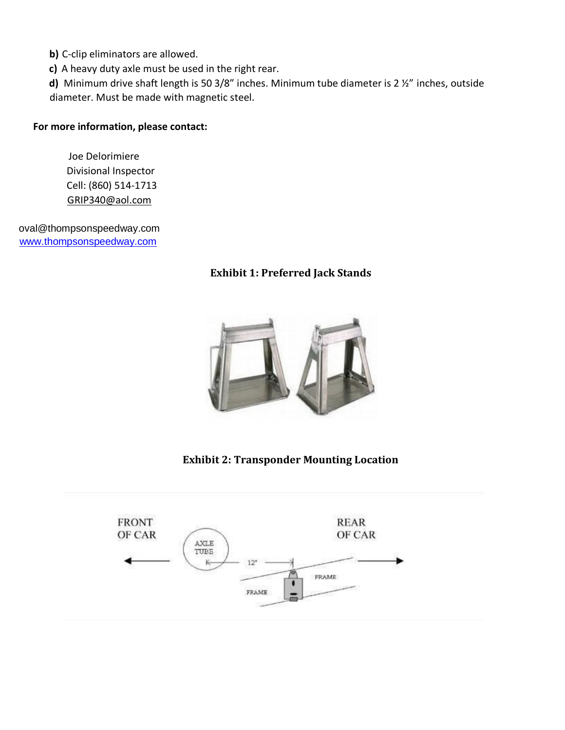**b)** C-clip eliminators are allowed.

**c)** A heavy duty axle must be used in the right rear.

**d)** Minimum drive shaft length is 50 3/8" inches. Minimum tube diameter is 2 ½" inches, outside diameter. Must be made with magnetic steel.

**For more information, please contact:**

Joe Delorimiere
Divisional Inspector
Cell: (860) 514-1713
GRIP340@aol.com

oval@thompsonspeedway.com
www.thompsonspeedway.com

**Exhibit 1: Preferred Jack Stands**

**Exhibit 2: Transponder Mounting Location**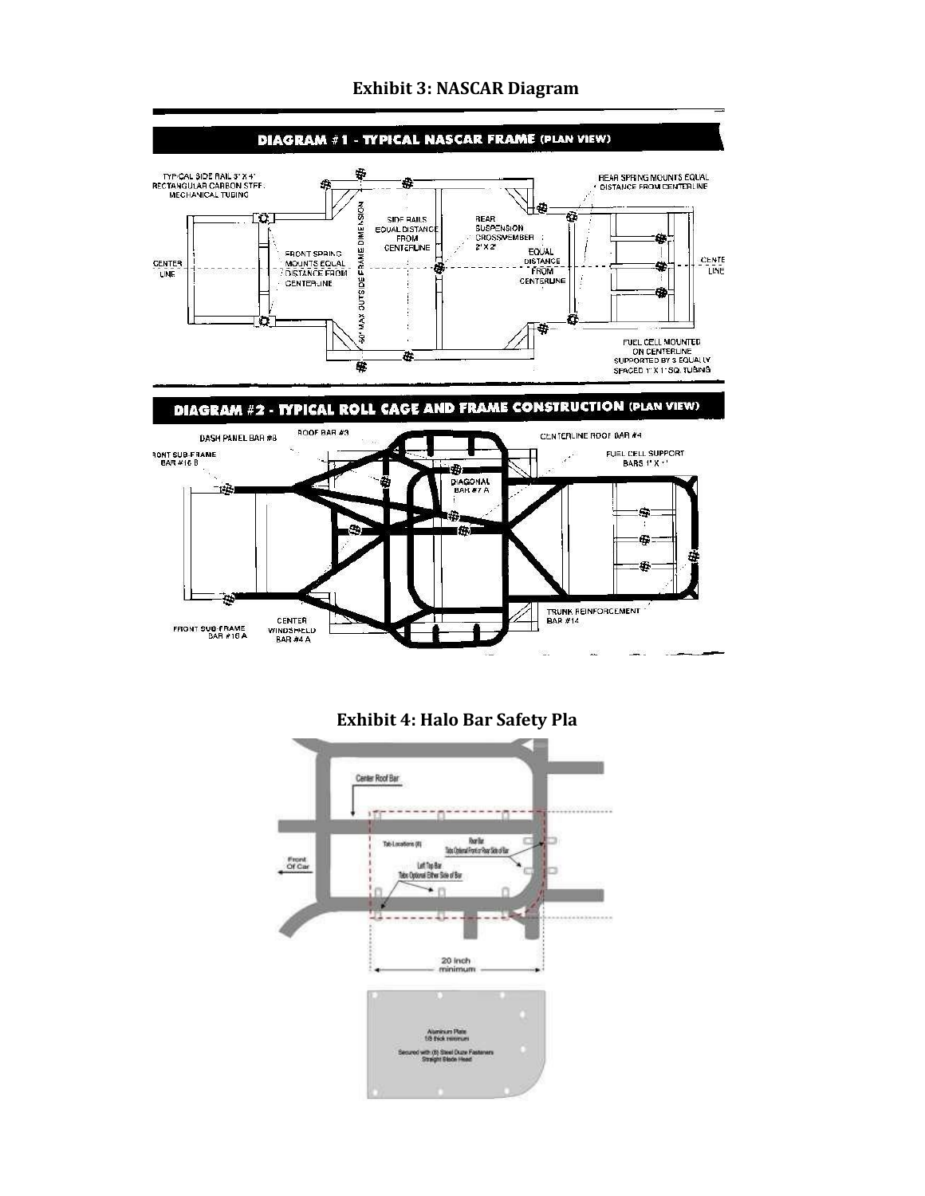**Exhibit 3: NASCAR Diagram**

**Exhibit 4: Halo Bar Safety Pla**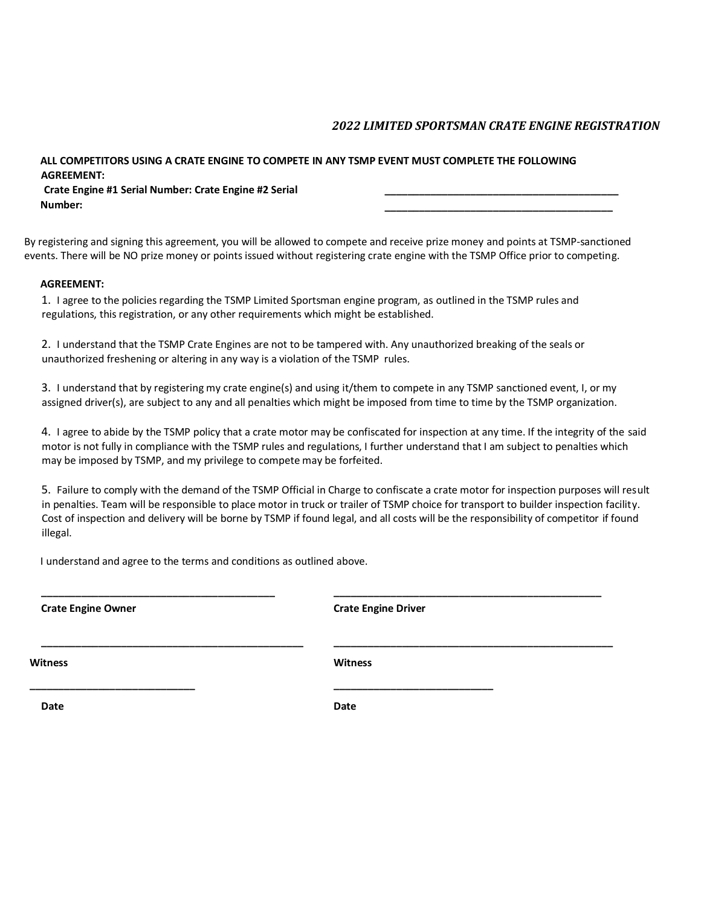***2022 LIMITED SPORTSMAN CRATE ENGINE REGISTRATION***

**ALL COMPETITORS USING A CRATE ENGINE TO COMPETE IN ANY TSMP EVENT MUST COMPLETE THE FOLLOWING AGREEMENT:**

**Crate Engine #1 Serial Number: Crate Engine #2 Serial Number:** ___________________________________________ ___________________________________________

By registering and signing this agreement, you will be allowed to compete and receive prize money and points at TSMP-sanctioned events. There will be NO prize money or points issued without registering crate engine with the TSMP Office prior to competing.

**AGREEMENT:**

1. I agree to the policies regarding the TSMP Limited Sportsman engine program, as outlined in the TSMP rules and regulations, this registration, or any other requirements which might be established.

2. I understand that the TSMP Crate Engines are not to be tampered with. Any unauthorized breaking of the seals or unauthorized freshening or altering in any way is a violation of the TSMP rules.

3. I understand that by registering my crate engine(s) and using it/them to compete in any TSMP sanctioned event, I, or my assigned driver(s), are subject to any and all penalties which might be imposed from time to time by the TSMP organization.

4. I agree to abide by the TSMP policy that a crate motor may be confiscated for inspection at any time. If the integrity of the said motor is not fully in compliance with the TSMP rules and regulations, I further understand that I am subject to penalties which may be imposed by TSMP, and my privilege to compete may be forfeited.

5. Failure to comply with the demand of the TSMP Official in Charge to confiscate a crate motor for inspection purposes will result in penalties. Team will be responsible to place motor in truck or trailer of TSMP choice for transport to builder inspection facility. Cost of inspection and delivery will be borne by TSMP if found legal, and all costs will be the responsibility of competitor if found illegal.

I understand and agree to the terms and conditions as outlined above.

___________________________________________ ___________________________________________

**Crate Engine Owner** **Crate Engine Driver**

___________________________________________ ___________________________________________

**Witness** **Witness**

_____________________________ _____________________________

**Date** **Date**